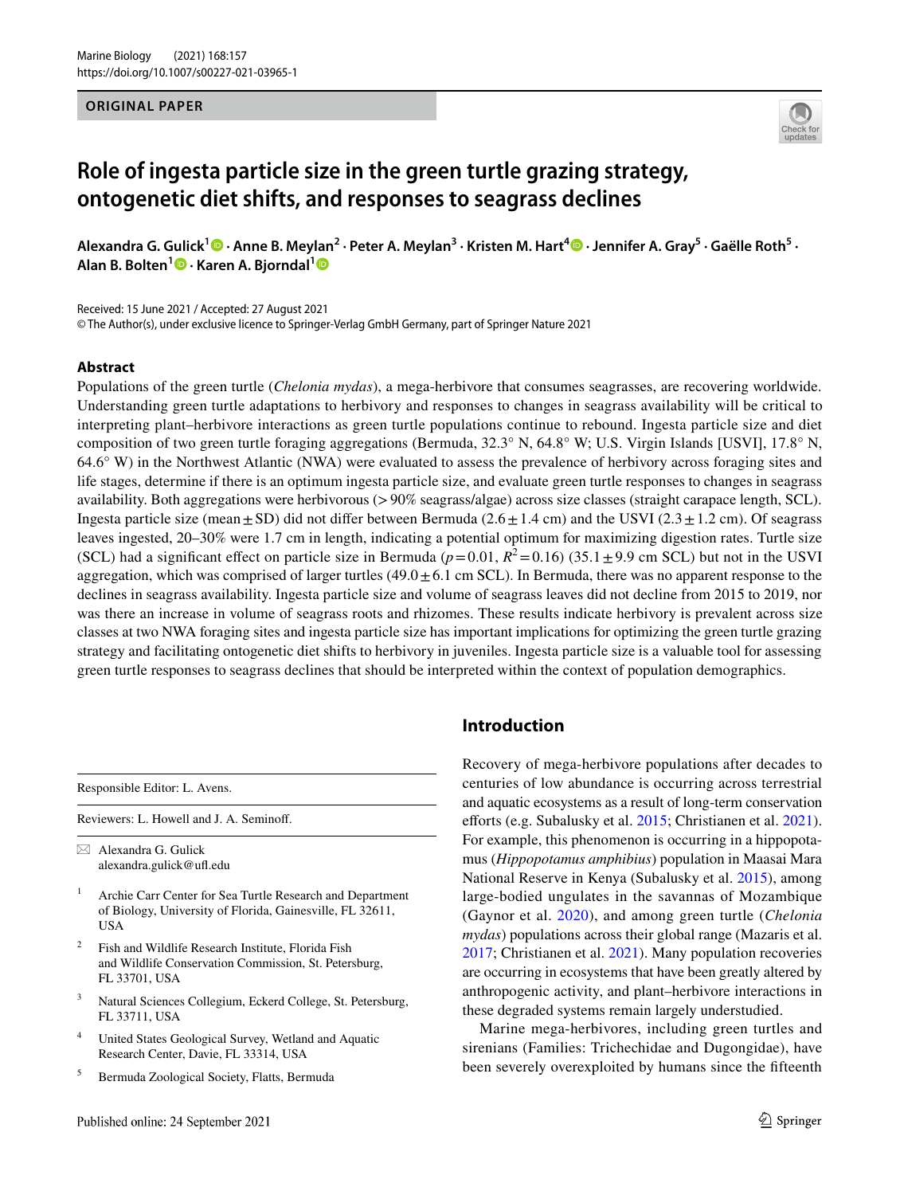ORIGINAL PAPER

# Role of ingesta particle size in the green turtle grazing strategy, ontogenetic diet shifts, and responses to seagrass declines

**Alexandra G. Gulick[1] · Anne B. Meylan[2] · Peter A. Meylan[3] · Kristen M. Hart[4] · Jennifer A. Gray[5] · Gaëlle Roth[5] · Alan B. Bolten[1] · Karen A. Bjorndal[1]**

Received: 15 June 2021 / Accepted: 27 August 2021
© The Author(s), under exclusive licence to Springer-Verlag GmbH Germany, part of Springer Nature 2021

## Abstract

Populations of the green turtle (*Chelonia mydas*), a mega-herbivore that consumes seagrasses, are recovering worldwide. Understanding green turtle adaptations to herbivory and responses to changes in seagrass availability will be critical to interpreting plant–herbivore interactions as green turtle populations continue to rebound. Ingesta particle size and diet composition of two green turtle foraging aggregations (Bermuda, 32.3° N, 64.8° W; U.S. Virgin Islands [USVI], 17.8° N, 64.6° W) in the Northwest Atlantic (NWA) were evaluated to assess the prevalence of herbivory across foraging sites and life stages, determine if there is an optimum ingesta particle size, and evaluate green turtle responses to changes in seagrass availability. Both aggregations were herbivorous (> 90% seagrass/algae) across size classes (straight carapace length, SCL). Ingesta particle size (mean ± SD) did not differ between Bermuda (2.6 ± 1.4 cm) and the USVI (2.3 ± 1.2 cm). Of seagrass leaves ingested, 20–30% were 1.7 cm in length, indicating a potential optimum for maximizing digestion rates. Turtle size (SCL) had a significant effect on particle size in Bermuda ($p = 0.01$, $R^2 = 0.16$) (35.1 ± 9.9 cm SCL) but not in the USVI aggregation, which was comprised of larger turtles (49.0 ± 6.1 cm SCL). In Bermuda, there was no apparent response to the declines in seagrass availability. Ingesta particle size and volume of seagrass leaves did not decline from 2015 to 2019, nor was there an increase in volume of seagrass roots and rhizomes. These results indicate herbivory is prevalent across size classes at two NWA foraging sites and ingesta particle size has important implications for optimizing the green turtle grazing strategy and facilitating ontogenetic diet shifts to herbivory in juveniles. Ingesta particle size is a valuable tool for assessing green turtle responses to seagrass declines that should be interpreted within the context of population demographics.

Responsible Editor: L. Avens.

Reviewers: L. Howell and J. A. Seminoff.

✉ Alexandra G. Gulick
alexandra.gulick@ufl.edu

[1] Archie Carr Center for Sea Turtle Research and Department of Biology, University of Florida, Gainesville, FL 32611, USA

[2] Fish and Wildlife Research Institute, Florida Fish and Wildlife Conservation Commission, St. Petersburg, FL 33701, USA

[3] Natural Sciences Collegium, Eckerd College, St. Petersburg, FL 33711, USA

[4] United States Geological Survey, Wetland and Aquatic Research Center, Davie, FL 33314, USA

[5] Bermuda Zoological Society, Flatts, Bermuda

## Introduction

Recovery of mega-herbivore populations after decades to centuries of low abundance is occurring across terrestrial and aquatic ecosystems as a result of long-term conservation efforts (e.g. Subalusky et al. 2015; Christianen et al. 2021). For example, this phenomenon is occurring in a hippopotamus (*Hippopotamus amphibius*) population in Maasai Mara National Reserve in Kenya (Subalusky et al. 2015), among large-bodied ungulates in the savannas of Mozambique (Gaynor et al. 2020), and among green turtle (*Chelonia mydas*) populations across their global range (Mazaris et al. 2017; Christianen et al. 2021). Many population recoveries are occurring in ecosystems that have been greatly altered by anthropogenic activity, and plant–herbivore interactions in these degraded systems remain largely understudied.

Marine mega-herbivores, including green turtles and sirenians (Families: Trichechidae and Dugongidae), have been severely overexploited by humans since the fifteenth

Published online: 24 September 2021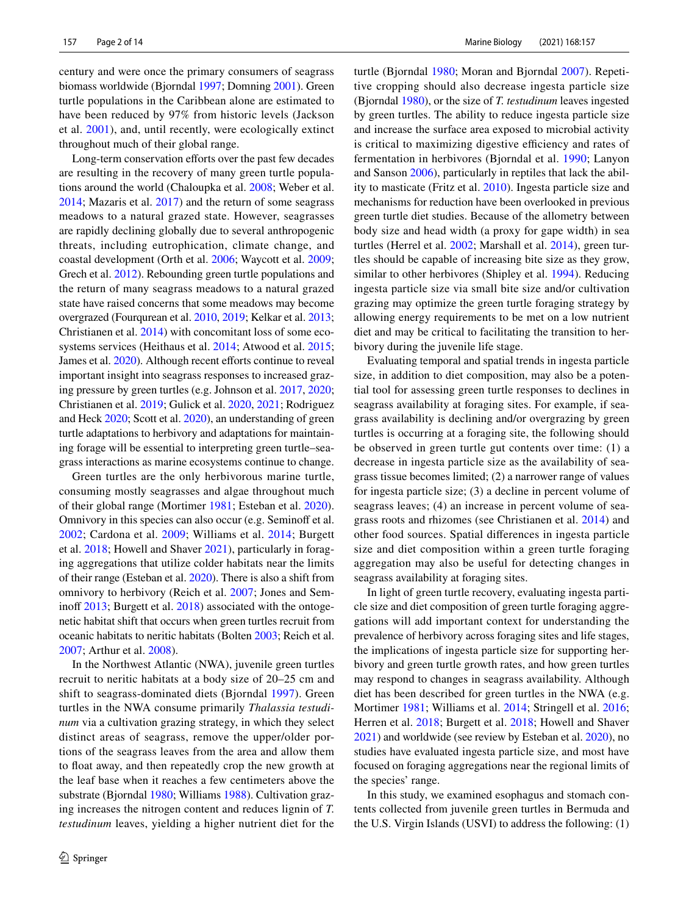century and were once the primary consumers of seagrass biomass worldwide (Bjorndal 1997; Domning 2001). Green turtle populations in the Caribbean alone are estimated to have been reduced by 97% from historic levels (Jackson et al. 2001), and, until recently, were ecologically extinct throughout much of their global range.

Long-term conservation efforts over the past few decades are resulting in the recovery of many green turtle populations around the world (Chaloupka et al. 2008; Weber et al. 2014; Mazaris et al. 2017) and the return of some seagrass meadows to a natural grazed state. However, seagrasses are rapidly declining globally due to several anthropogenic threats, including eutrophication, climate change, and coastal development (Orth et al. 2006; Waycott et al. 2009; Grech et al. 2012). Rebounding green turtle populations and the return of many seagrass meadows to a natural grazed state have raised concerns that some meadows may become overgrazed (Fourqurean et al. 2010, 2019; Kelkar et al. 2013; Christianen et al. 2014) with concomitant loss of some ecosystems services (Heithaus et al. 2014; Atwood et al. 2015; James et al. 2020). Although recent efforts continue to reveal important insight into seagrass responses to increased grazing pressure by green turtles (e.g. Johnson et al. 2017, 2020; Christianen et al. 2019; Gulick et al. 2020, 2021; Rodriguez and Heck 2020; Scott et al. 2020), an understanding of green turtle adaptations to herbivory and adaptations for maintaining forage will be essential to interpreting green turtle–seagrass interactions as marine ecosystems continue to change.

Green turtles are the only herbivorous marine turtle, consuming mostly seagrasses and algae throughout much of their global range (Mortimer 1981; Esteban et al. 2020). Omnivory in this species can also occur (e.g. Seminoff et al. 2002; Cardona et al. 2009; Williams et al. 2014; Burgett et al. 2018; Howell and Shaver 2021), particularly in foraging aggregations that utilize colder habitats near the limits of their range (Esteban et al. 2020). There is also a shift from omnivory to herbivory (Reich et al. 2007; Jones and Seminoff 2013; Burgett et al. 2018) associated with the ontogenetic habitat shift that occurs when green turtles recruit from oceanic habitats to neritic habitats (Bolten 2003; Reich et al. 2007; Arthur et al. 2008).

In the Northwest Atlantic (NWA), juvenile green turtles recruit to neritic habitats at a body size of 20–25 cm and shift to seagrass-dominated diets (Bjorndal 1997). Green turtles in the NWA consume primarily *Thalassia testudinum* via a cultivation grazing strategy, in which they select distinct areas of seagrass, remove the upper/older portions of the seagrass leaves from the area and allow them to float away, and then repeatedly crop the new growth at the leaf base when it reaches a few centimeters above the substrate (Bjorndal 1980; Williams 1988). Cultivation grazing increases the nitrogen content and reduces lignin of *T. testudinum* leaves, yielding a higher nutrient diet for the turtle (Bjorndal 1980; Moran and Bjorndal 2007). Repetitive cropping should also decrease ingesta particle size (Bjorndal 1980), or the size of *T. testudinum* leaves ingested by green turtles. The ability to reduce ingesta particle size and increase the surface area exposed to microbial activity is critical to maximizing digestive efficiency and rates of fermentation in herbivores (Bjorndal et al. 1990; Lanyon and Sanson 2006), particularly in reptiles that lack the ability to masticate (Fritz et al. 2010). Ingesta particle size and mechanisms for reduction have been overlooked in previous green turtle diet studies. Because of the allometry between body size and head width (a proxy for gape width) in sea turtles (Herrel et al. 2002; Marshall et al. 2014), green turtles should be capable of increasing bite size as they grow, similar to other herbivores (Shipley et al. 1994). Reducing ingesta particle size via small bite size and/or cultivation grazing may optimize the green turtle foraging strategy by allowing energy requirements to be met on a low nutrient diet and may be critical to facilitating the transition to herbivory during the juvenile life stage.

Evaluating temporal and spatial trends in ingesta particle size, in addition to diet composition, may also be a potential tool for assessing green turtle responses to declines in seagrass availability at foraging sites. For example, if seagrass availability is declining and/or overgrazing by green turtles is occurring at a foraging site, the following should be observed in green turtle gut contents over time: (1) a decrease in ingesta particle size as the availability of seagrass tissue becomes limited; (2) a narrower range of values for ingesta particle size; (3) a decline in percent volume of seagrass leaves; (4) an increase in percent volume of seagrass roots and rhizomes (see Christianen et al. 2014) and other food sources. Spatial differences in ingesta particle size and diet composition within a green turtle foraging aggregation may also be useful for detecting changes in seagrass availability at foraging sites.

In light of green turtle recovery, evaluating ingesta particle size and diet composition of green turtle foraging aggregations will add important context for understanding the prevalence of herbivory across foraging sites and life stages, the implications of ingesta particle size for supporting herbivory and green turtle growth rates, and how green turtles may respond to changes in seagrass availability. Although diet has been described for green turtles in the NWA (e.g. Mortimer 1981; Williams et al. 2014; Stringell et al. 2016; Herren et al. 2018; Burgett et al. 2018; Howell and Shaver 2021) and worldwide (see review by Esteban et al. 2020), no studies have evaluated ingesta particle size, and most have focused on foraging aggregations near the regional limits of the species' range.

In this study, we examined esophagus and stomach contents collected from juvenile green turtles in Bermuda and the U.S. Virgin Islands (USVI) to address the following: (1)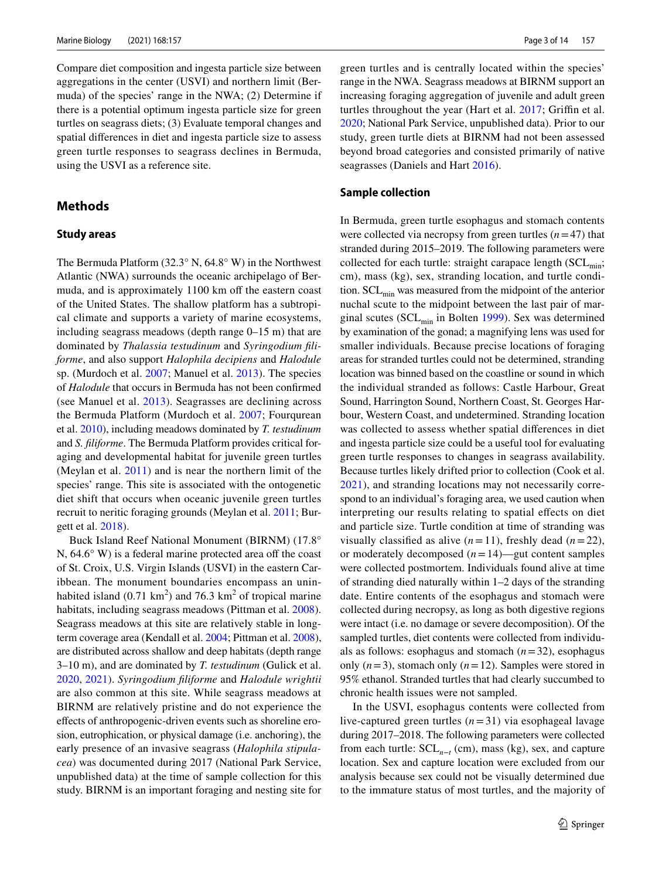Compare diet composition and ingesta particle size between aggregations in the center (USVI) and northern limit (Bermuda) of the species' range in the NWA; (2) Determine if there is a potential optimum ingesta particle size for green turtles on seagrass diets; (3) Evaluate temporal changes and spatial differences in diet and ingesta particle size to assess green turtle responses to seagrass declines in Bermuda, using the USVI as a reference site.

## Methods

### Study areas

The Bermuda Platform (32.3° N, 64.8° W) in the Northwest Atlantic (NWA) surrounds the oceanic archipelago of Bermuda, and is approximately 1100 km off the eastern coast of the United States. The shallow platform has a subtropical climate and supports a variety of marine ecosystems, including seagrass meadows (depth range 0–15 m) that are dominated by *Thalassia testudinum* and *Syringodium filiforme*, and also support *Halophila decipiens* and *Halodule* sp. (Murdoch et al. 2007; Manuel et al. 2013). The species of *Halodule* that occurs in Bermuda has not been confirmed (see Manuel et al. 2013). Seagrasses are declining across the Bermuda Platform (Murdoch et al. 2007; Fourqurean et al. 2010), including meadows dominated by *T. testudinum* and *S. filiforme*. The Bermuda Platform provides critical foraging and developmental habitat for juvenile green turtles (Meylan et al. 2011) and is near the northern limit of the species' range. This site is associated with the ontogenetic diet shift that occurs when oceanic juvenile green turtles recruit to neritic foraging grounds (Meylan et al. 2011; Burgett et al. 2018).

Buck Island Reef National Monument (BIRNM) (17.8° N, 64.6° W) is a federal marine protected area off the coast of St. Croix, U.S. Virgin Islands (USVI) in the eastern Caribbean. The monument boundaries encompass an uninhabited island (0.71 km$^2$) and 76.3 km$^2$ of tropical marine habitats, including seagrass meadows (Pittman et al. 2008). Seagrass meadows at this site are relatively stable in long-term coverage area (Kendall et al. 2004; Pittman et al. 2008), are distributed across shallow and deep habitats (depth range 3–10 m), and are dominated by *T. testudinum* (Gulick et al. 2020, 2021). *Syringodium filiforme* and *Halodule wrightii* are also common at this site. While seagrass meadows at BIRNM are relatively pristine and do not experience the effects of anthropogenic-driven events such as shoreline erosion, eutrophication, or physical damage (i.e. anchoring), the early presence of an invasive seagrass (*Halophila stipulacea*) was documented during 2017 (National Park Service, unpublished data) at the time of sample collection for this study. BIRNM is an important foraging and nesting site for green turtles and is centrally located within the species' range in the NWA. Seagrass meadows at BIRNM support an increasing foraging aggregation of juvenile and adult green turtles throughout the year (Hart et al. 2017; Griffin et al. 2020; National Park Service, unpublished data). Prior to our study, green turtle diets at BIRNM had not been assessed beyond broad categories and consisted primarily of native seagrasses (Daniels and Hart 2016).

### Sample collection

In Bermuda, green turtle esophagus and stomach contents were collected via necropsy from green turtles ($n=47$) that stranded during 2015–2019. The following parameters were collected for each turtle: straight carapace length ($SCL_{min}$; cm), mass (kg), sex, stranding location, and turtle condition. $SCL_{min}$ was measured from the midpoint of the anterior nuchal scute to the midpoint between the last pair of marginal scutes ($SCL_{min}$ in Bolten 1999). Sex was determined by examination of the gonad; a magnifying lens was used for smaller individuals. Because precise locations of foraging areas for stranded turtles could not be determined, stranding location was binned based on the coastline or sound in which the individual stranded as follows: Castle Harbour, Great Sound, Harrington Sound, Northern Coast, St. Georges Harbour, Western Coast, and undetermined. Stranding location was collected to assess whether spatial differences in diet and ingesta particle size could be a useful tool for evaluating green turtle responses to changes in seagrass availability. Because turtles likely drifted prior to collection (Cook et al. 2021), and stranding locations may not necessarily correspond to an individual's foraging area, we used caution when interpreting our results relating to spatial effects on diet and particle size. Turtle condition at time of stranding was visually classified as alive ($n=11$), freshly dead ($n=22$), or moderately decomposed ($n=14$)—gut content samples were collected postmortem. Individuals found alive at time of stranding died naturally within 1–2 days of the stranding date. Entire contents of the esophagus and stomach were collected during necropsy, as long as both digestive regions were intact (i.e. no damage or severe decomposition). Of the sampled turtles, diet contents were collected from individuals as follows: esophagus and stomach ($n=32$), esophagus only ($n=3$), stomach only ($n=12$). Samples were stored in 95% ethanol. Stranded turtles that had clearly succumbed to chronic health issues were not sampled.

In the USVI, esophagus contents were collected from live-captured green turtles ($n=31$) via esophageal lavage during 2017–2018. The following parameters were collected from each turtle: $SCL_{n-t}$ (cm), mass (kg), sex, and capture location. Sex and capture location were excluded from our analysis because sex could not be visually determined due to the immature status of most turtles, and the majority of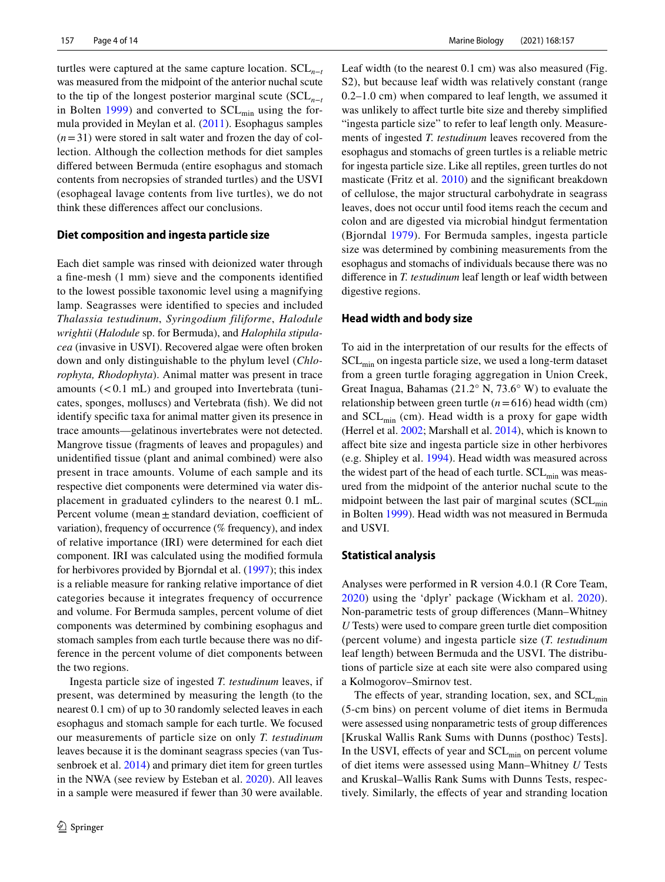turtles were captured at the same capture location. $SCL_{n-t}$ was measured from the midpoint of the anterior nuchal scute to the tip of the longest posterior marginal scute ($SCL_{n-t}$ in Bolten 1999) and converted to $SCL_{min}$ using the formula provided in Meylan et al. (2011). Esophagus samples ($n = 31$) were stored in salt water and frozen the day of collection. Although the collection methods for diet samples differed between Bermuda (entire esophagus and stomach contents from necropsies of stranded turtles) and the USVI (esophageal lavage contents from live turtles), we do not think these differences affect our conclusions.

### Diet composition and ingesta particle size

Each diet sample was rinsed with deionized water through a fine-mesh (1 mm) sieve and the components identified to the lowest possible taxonomic level using a magnifying lamp. Seagrasses were identified to species and included *Thalassia testudinum*, *Syringodium filiforme*, *Halodule wrightii* (*Halodule* sp. for Bermuda), and *Halophila stipulacea* (invasive in USVI). Recovered algae were often broken down and only distinguishable to the phylum level (*Chlorophyta, Rhodophyta*). Animal matter was present in trace amounts (< 0.1 mL) and grouped into Invertebrata (tunicates, sponges, molluscs) and Vertebrata (fish). We did not identify specific taxa for animal matter given its presence in trace amounts—gelatinous invertebrates were not detected. Mangrove tissue (fragments of leaves and propagules) and unidentified tissue (plant and animal combined) were also present in trace amounts. Volume of each sample and its respective diet components were determined via water displacement in graduated cylinders to the nearest 0.1 mL. Percent volume (mean ± standard deviation, coefficient of variation), frequency of occurrence (% frequency), and index of relative importance (IRI) were determined for each diet component. IRI was calculated using the modified formula for herbivores provided by Bjorndal et al. (1997); this index is a reliable measure for ranking relative importance of diet categories because it integrates frequency of occurrence and volume. For Bermuda samples, percent volume of diet components was determined by combining esophagus and stomach samples from each turtle because there was no difference in the percent volume of diet components between the two regions.

Ingesta particle size of ingested *T. testudinum* leaves, if present, was determined by measuring the length (to the nearest 0.1 cm) of up to 30 randomly selected leaves in each esophagus and stomach sample for each turtle. We focused our measurements of particle size on only *T. testudinum* leaves because it is the dominant seagrass species (van Tussenbroek et al. 2014) and primary diet item for green turtles in the NWA (see review by Esteban et al. 2020). All leaves in a sample were measured if fewer than 30 were available. Leaf width (to the nearest 0.1 cm) was also measured (Fig. S2), but because leaf width was relatively constant (range 0.2–1.0 cm) when compared to leaf length, we assumed it was unlikely to affect turtle bite size and thereby simplified "ingesta particle size" to refer to leaf length only. Measurements of ingested *T. testudinum* leaves recovered from the esophagus and stomachs of green turtles is a reliable metric for ingesta particle size. Like all reptiles, green turtles do not masticate (Fritz et al. 2010) and the significant breakdown of cellulose, the major structural carbohydrate in seagrass leaves, does not occur until food items reach the cecum and colon and are digested via microbial hindgut fermentation (Bjorndal 1979). For Bermuda samples, ingesta particle size was determined by combining measurements from the esophagus and stomachs of individuals because there was no difference in *T. testudinum* leaf length or leaf width between digestive regions.

### Head width and body size

To aid in the interpretation of our results for the effects of $SCL_{min}$ on ingesta particle size, we used a long-term dataset from a green turtle foraging aggregation in Union Creek, Great Inagua, Bahamas (21.2° N, 73.6° W) to evaluate the relationship between green turtle ($n = 616$) head width (cm) and $SCL_{min}$ (cm). Head width is a proxy for gape width (Herrel et al. 2002; Marshall et al. 2014), which is known to affect bite size and ingesta particle size in other herbivores (e.g. Shipley et al. 1994). Head width was measured across the widest part of the head of each turtle. $SCL_{min}$ was measured from the midpoint of the anterior nuchal scute to the midpoint between the last pair of marginal scutes ($SCL_{min}$ in Bolten 1999). Head width was not measured in Bermuda and USVI.

### Statistical analysis

Analyses were performed in R version 4.0.1 (R Core Team, 2020) using the 'dplyr' package (Wickham et al. 2020). Non-parametric tests of group differences (Mann–Whitney *U* Tests) were used to compare green turtle diet composition (percent volume) and ingesta particle size (*T. testudinum* leaf length) between Bermuda and the USVI. The distributions of particle size at each site were also compared using a Kolmogorov–Smirnov test.

The effects of year, stranding location, sex, and $SCL_{min}$ (5-cm bins) on percent volume of diet items in Bermuda were assessed using nonparametric tests of group differences [Kruskal Wallis Rank Sums with Dunns (posthoc) Tests]. In the USVI, effects of year and $SCL_{min}$ on percent volume of diet items were assessed using Mann–Whitney *U* Tests and Kruskal–Wallis Rank Sums with Dunns Tests, respectively. Similarly, the effects of year and stranding location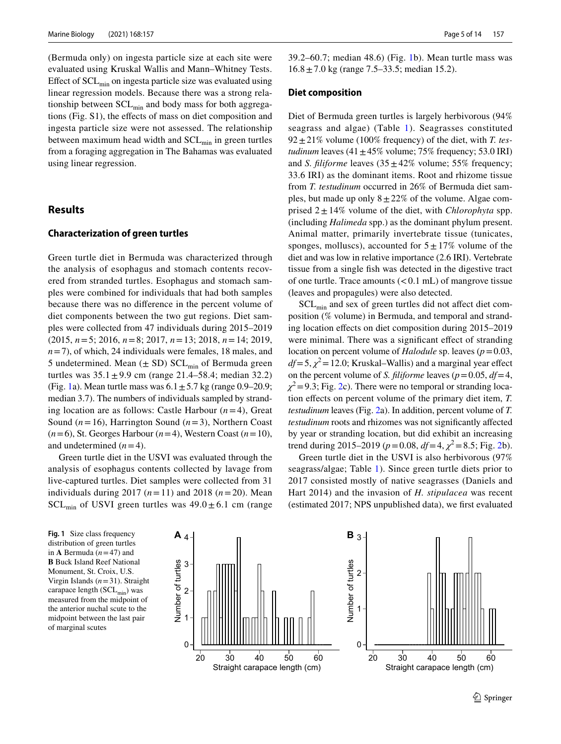(Bermuda only) on ingesta particle size at each site were evaluated using Kruskal Wallis and Mann–Whitney Tests. Effect of $SCL_{min}$ on ingesta particle size was evaluated using linear regression models. Because there was a strong relationship between $SCL_{min}$ and body mass for both aggregations (Fig. S1), the effects of mass on diet composition and ingesta particle size were not assessed. The relationship between maximum head width and $SCL_{min}$ in green turtles from a foraging aggregation in The Bahamas was evaluated using linear regression.

## Results

### Characterization of green turtles

Green turtle diet in Bermuda was characterized through the analysis of esophagus and stomach contents recovered from stranded turtles. Esophagus and stomach samples were combined for individuals that had both samples because there was no difference in the percent volume of diet components between the two gut regions. Diet samples were collected from 47 individuals during 2015–2019 (2015, $n=5$; 2016, $n=8$; 2017, $n=13$; 2018, $n=14$; 2019, $n=7$), of which, 24 individuals were females, 18 males, and 5 undetermined. Mean (± SD) $SCL_{min}$ of Bermuda green turtles was $35.1 \pm 9.9$ cm (range 21.4–58.4; median 32.2) (Fig. 1a). Mean turtle mass was $6.1 \pm 5.7$ kg (range 0.9–20.9; median 3.7). The numbers of individuals sampled by stranding location are as follows: Castle Harbour ($n=4$), Great Sound ($n=16$), Harrington Sound ($n=3$), Northern Coast ($n=6$), St. Georges Harbour ($n=4$), Western Coast ($n=10$), and undetermined ($n=4$).

Green turtle diet in the USVI was evaluated through the analysis of esophagus contents collected by lavage from live-captured turtles. Diet samples were collected from 31 individuals during 2017 ($n=11$) and 2018 ($n=20$). Mean $SCL_{min}$ of USVI green turtles was $49.0 \pm 6.1$ cm (range 39.2–60.7; median 48.6) (Fig. 1b). Mean turtle mass was $16.8 \pm 7.0$ kg (range 7.5–33.5; median 15.2).

### Diet composition

Diet of Bermuda green turtles is largely herbivorous (94% seagrass and algae) (Table 1). Seagrasses constituted $92 \pm 21\%$ volume (100% frequency) of the diet, with *T. testudinum* leaves ($41 \pm 45\%$ volume; 75% frequency; 53.0 IRI) and *S. filiforme* leaves ($35 \pm 42\%$ volume; 55% frequency; 33.6 IRI) as the dominant items. Root and rhizome tissue from *T. testudinum* occurred in 26% of Bermuda diet samples, but made up only $8 \pm 22\%$ of the volume. Algae comprised $2 \pm 14\%$ volume of the diet, with *Chlorophyta* spp. (including *Halimeda* spp.) as the dominant phylum present. Animal matter, primarily invertebrate tissue (tunicates, sponges, molluscs), accounted for $5 \pm 17\%$ volume of the diet and was low in relative importance (2.6 IRI). Vertebrate tissue from a single fish was detected in the digestive tract of one turtle. Trace amounts (< 0.1 mL) of mangrove tissue (leaves and propagules) were also detected.

$SCL_{min}$ and sex of green turtles did not affect diet composition (% volume) in Bermuda, and temporal and stranding location effects on diet composition during 2015–2019 were minimal. There was a significant effect of stranding location on percent volume of *Halodule* sp. leaves ($p=0.03$, $df=5$, $\chi^2=12.0$; Kruskal–Wallis) and a marginal year effect on the percent volume of *S. filiforme* leaves ($p=0.05$, $df=4$, $\chi^2=9.3$; Fig. 2c). There were no temporal or stranding location effects on percent volume of the primary diet item, *T. testudinum* leaves (Fig. 2a). In addition, percent volume of *T. testudinum* roots and rhizomes was not significantly affected by year or stranding location, but did exhibit an increasing trend during 2015–2019 ($p=0.08$, $df=4$, $\chi^2=8.5$; Fig. 2b).

Green turtle diet in the USVI is also herbivorous (97% seagrass/algae; Table 1). Since green turtle diets prior to 2017 consisted mostly of native seagrasses (Daniels and Hart 2014) and the invasion of *H. stipulacea* was recent (estimated 2017; NPS unpublished data), we first evaluated

**Fig. 1** Size class frequency distribution of green turtles in **A** Bermuda ($n=47$) and **B** Buck Island Reef National Monument, St. Croix, U.S. Virgin Islands ($n=31$). Straight carapace length ($SCL_{min}$) was measured from the midpoint of the anterior nuchal scute to the midpoint between the last pair of marginal scutes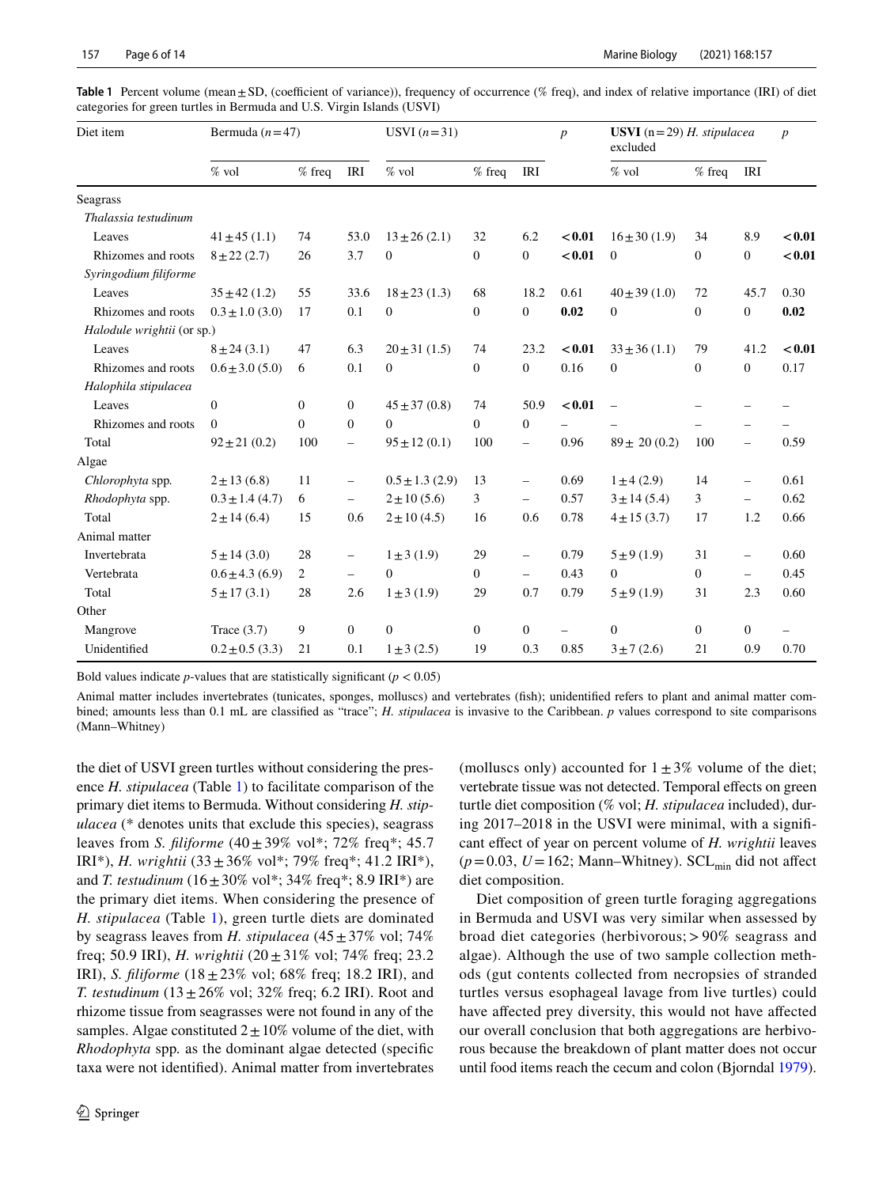**Table 1** Percent volume (mean ± SD, (coefficient of variance)), frequency of occurrence (% freq), and index of relative importance (IRI) of diet categories for green turtles in Bermuda and U.S. Virgin Islands (USVI)

| Diet item | Bermuda ($n$ = 47) | | | USVI ($n$ = 31) | | | $p$ | **USVI** (n = 29) *H. stipulacea* excluded | | | $p$ |
|---|---|---|---|---|---|---|---|---|---|---|---|
| | % vol | % freq | IRI | % vol | % freq | IRI | | % vol | % freq | IRI | |
| Seagrass | | | | | | | | | | | |
| *Thalassia testudinum* | | | | | | | | | | | |
| Leaves | 41 ± 45 (1.1) | 74 | 53.0 | 13 ± 26 (2.1) | 32 | 6.2 | **< 0.01** | 16 ± 30 (1.9) | 34 | 8.9 | **< 0.01** |
| Rhizomes and roots | 8 ± 22 (2.7) | 26 | 3.7 | 0 | 0 | 0 | **< 0.01** | 0 | 0 | 0 | **< 0.01** |
| *Syringodium filiforme* | | | | | | | | | | | |
| Leaves | 35 ± 42 (1.2) | 55 | 33.6 | 18 ± 23 (1.3) | 68 | 18.2 | 0.61 | 40 ± 39 (1.0) | 72 | 45.7 | 0.30 |
| Rhizomes and roots | 0.3 ± 1.0 (3.0) | 17 | 0.1 | 0 | 0 | 0 | **0.02** | 0 | 0 | 0 | **0.02** |
| *Halodule wrightii* (or sp.) | | | | | | | | | | | |
| Leaves | 8 ± 24 (3.1) | 47 | 6.3 | 20 ± 31 (1.5) | 74 | 23.2 | **< 0.01** | 33 ± 36 (1.1) | 79 | 41.2 | **< 0.01** |
| Rhizomes and roots | 0.6 ± 3.0 (5.0) | 6 | 0.1 | 0 | 0 | 0 | 0.16 | 0 | 0 | 0 | 0.17 |
| *Halophila stipulacea* | | | | | | | | | | | |
| Leaves | 0 | 0 | 0 | 45 ± 37 (0.8) | 74 | 50.9 | **< 0.01** | – | – | – | – |
| Rhizomes and roots | 0 | 0 | 0 | 0 | 0 | 0 | – | – | – | – | – |
| Total | 92 ± 21 (0.2) | 100 | – | 95 ± 12 (0.1) | 100 | – | 0.96 | 89 ± 20 (0.2) | 100 | – | 0.59 |
| Algae | | | | | | | | | | | |
| *Chlorophyta* spp. | 2 ± 13 (6.8) | 11 | – | 0.5 ± 1.3 (2.9) | 13 | – | 0.69 | 1 ± 4 (2.9) | 14 | – | 0.61 |
| *Rhodophyta* spp. | 0.3 ± 1.4 (4.7) | 6 | – | 2 ± 10 (5.6) | 3 | – | 0.57 | 3 ± 14 (5.4) | 3 | – | 0.62 |
| Total | 2 ± 14 (6.4) | 15 | 0.6 | 2 ± 10 (4.5) | 16 | 0.6 | 0.78 | 4 ± 15 (3.7) | 17 | 1.2 | 0.66 |
| Animal matter | | | | | | | | | | | |
| Invertebrata | 5 ± 14 (3.0) | 28 | – | 1 ± 3 (1.9) | 29 | – | 0.79 | 5 ± 9 (1.9) | 31 | – | 0.60 |
| Vertebrata | 0.6 ± 4.3 (6.9) | 2 | – | 0 | 0 | – | 0.43 | 0 | 0 | – | 0.45 |
| Total | 5 ± 17 (3.1) | 28 | 2.6 | 1 ± 3 (1.9) | 29 | 0.7 | 0.79 | 5 ± 9 (1.9) | 31 | 2.3 | 0.60 |
| Other | | | | | | | | | | | |
| Mangrove | Trace (3.7) | 9 | 0 | 0 | 0 | 0 | – | 0 | 0 | 0 | – |
| Unidentified | 0.2 ± 0.5 (3.3) | 21 | 0.1 | 1 ± 3 (2.5) | 19 | 0.3 | 0.85 | 3 ± 7 (2.6) | 21 | 0.9 | 0.70 |

Bold values indicate $p$-values that are statistically significant ($p < 0.05$)

Animal matter includes invertebrates (tunicates, sponges, molluscs) and vertebrates (fish); unidentified refers to plant and animal matter combined; amounts less than 0.1 mL are classified as "trace"; *H. stipulacea* is invasive to the Caribbean. $p$ values correspond to site comparisons (Mann–Whitney)

the diet of USVI green turtles without considering the presence *H. stipulacea* (Table 1) to facilitate comparison of the primary diet items to Bermuda. Without considering *H. stipulacea* (* denotes units that exclude this species), seagrass leaves from *S. filiforme* (40 ± 39% vol*; 72% freq*; 45.7 IRI*), *H. wrightii* (33 ± 36% vol*; 79% freq*; 41.2 IRI*), and *T. testudinum* (16 ± 30% vol*; 34% freq*; 8.9 IRI*) are the primary diet items. When considering the presence of *H. stipulacea* (Table 1), green turtle diets are dominated by seagrass leaves from *H. stipulacea* (45 ± 37% vol; 74% freq; 50.9 IRI), *H. wrightii* (20 ± 31% vol; 74% freq; 23.2 IRI), *S. filiforme* (18 ± 23% vol; 68% freq; 18.2 IRI), and *T. testudinum* (13 ± 26% vol; 32% freq; 6.2 IRI). Root and rhizome tissue from seagrasses were not found in any of the samples. Algae constituted 2 ± 10% volume of the diet, with *Rhodophyta* spp. as the dominant algae detected (specific taxa were not identified). Animal matter from invertebrates (molluscs only) accounted for 1 ± 3% volume of the diet; vertebrate tissue was not detected. Temporal effects on green turtle diet composition (% vol; *H. stipulacea* included), during 2017–2018 in the USVI were minimal, with a significant effect of year on percent volume of *H. wrightii* leaves ($p = 0.03$, $U = 162$; Mann–Whitney). $SCL_{min}$ did not affect diet composition.

Diet composition of green turtle foraging aggregations in Bermuda and USVI was very similar when assessed by broad diet categories (herbivorous; > 90% seagrass and algae). Although the use of two sample collection methods (gut contents collected from necropsies of stranded turtles versus esophageal lavage from live turtles) could have affected prey diversity, this would not have affected our overall conclusion that both aggregations are herbivorous because the breakdown of plant matter does not occur until food items reach the cecum and colon (Bjorndal 1979).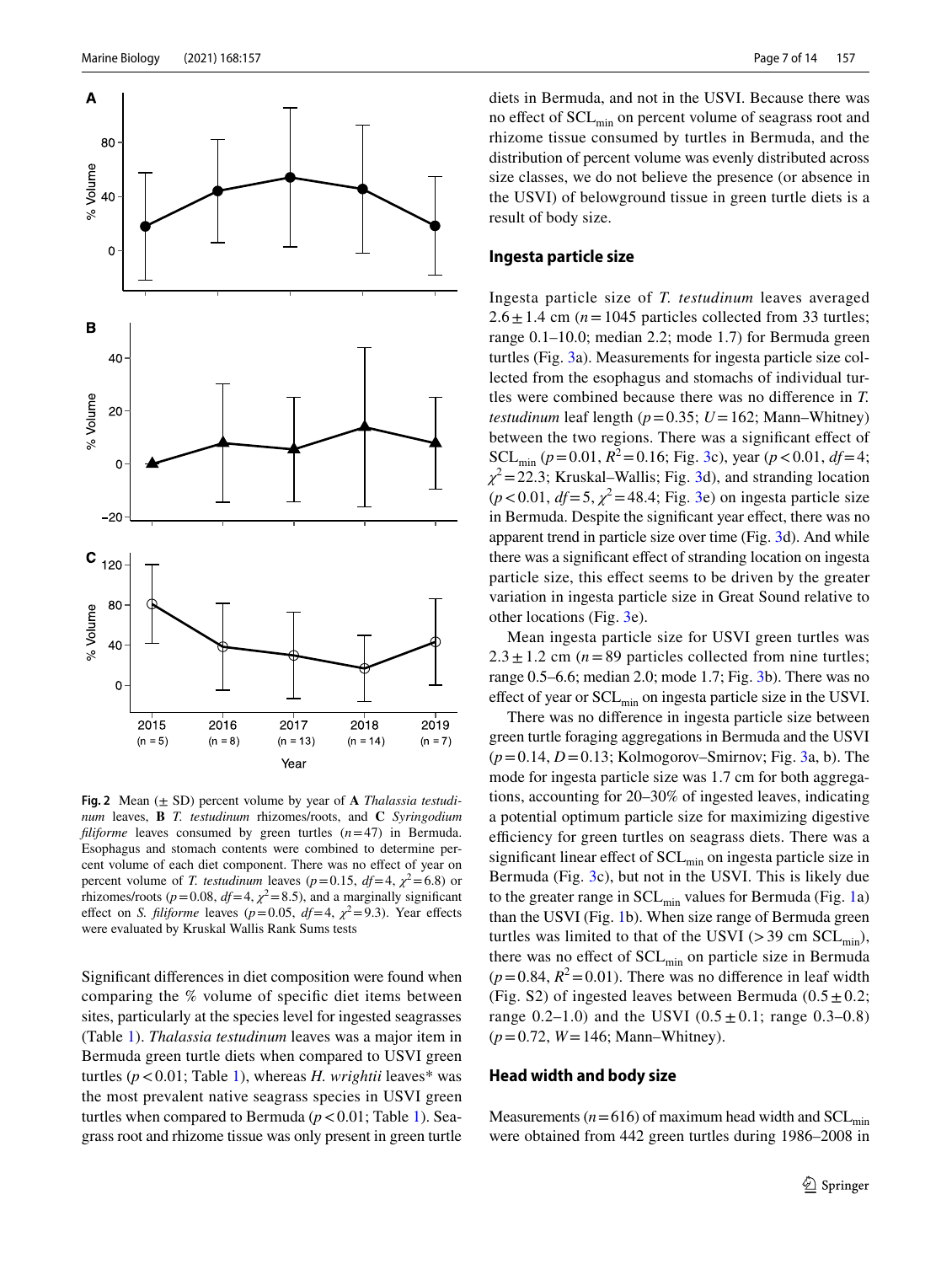Fig. 2 Mean (± SD) percent volume by year of **A** *Thalassia testudinum* leaves, **B** *T. testudinum* rhizomes/roots, and **C** *Syringodium filiforme* leaves consumed by green turtles ($n=47$) in Bermuda. Esophagus and stomach contents were combined to determine percent volume of each diet component. There was no effect of year on percent volume of *T. testudinum* leaves ($p=0.15$, $df=4$, $\chi^2=6.8$) or rhizomes/roots ($p=0.08$, $df=4$, $\chi^2=8.5$), and a marginally significant effect on *S. filiforme* leaves ($p=0.05$, $df=4$, $\chi^2=9.3$). Year effects were evaluated by Kruskal Wallis Rank Sums tests

Significant differences in diet composition were found when comparing the % volume of specific diet items between sites, particularly at the species level for ingested seagrasses (Table 1). *Thalassia testudinum* leaves was a major item in Bermuda green turtle diets when compared to USVI green turtles ($p<0.01$; Table 1), whereas *H. wrightii* leaves* was the most prevalent native seagrass species in USVI green turtles when compared to Bermuda ($p<0.01$; Table 1). Seagrass root and rhizome tissue was only present in green turtle diets in Bermuda, and not in the USVI. Because there was no effect of $SCL_{min}$ on percent volume of seagrass root and rhizome tissue consumed by turtles in Bermuda, and the distribution of percent volume was evenly distributed across size classes, we do not believe the presence (or absence in the USVI) of belowground tissue in green turtle diets is a result of body size.

## Ingesta particle size

Ingesta particle size of *T. testudinum* leaves averaged $2.6\pm1.4$ cm ($n=1045$ particles collected from 33 turtles; range 0.1–10.0; median 2.2; mode 1.7) for Bermuda green turtles (Fig. 3a). Measurements for ingesta particle size collected from the esophagus and stomachs of individual turtles were combined because there was no difference in *T. testudinum* leaf length ($p=0.35$; $U=162$; Mann–Whitney) between the two regions. There was a significant effect of $SCL_{min}$ ($p=0.01$, $R^2=0.16$; Fig. 3c), year ($p<0.01$, $df=4$; $\chi^2=22.3$; Kruskal–Wallis; Fig. 3d), and stranding location ($p<0.01$, $df=5$, $\chi^2=48.4$; Fig. 3e) on ingesta particle size in Bermuda. Despite the significant year effect, there was no apparent trend in particle size over time (Fig. 3d). And while there was a significant effect of stranding location on ingesta particle size, this effect seems to be driven by the greater variation in ingesta particle size in Great Sound relative to other locations (Fig. 3e).

Mean ingesta particle size for USVI green turtles was $2.3\pm1.2$ cm ($n=89$ particles collected from nine turtles; range 0.5–6.6; median 2.0; mode 1.7; Fig. 3b). There was no effect of year or $SCL_{min}$ on ingesta particle size in the USVI.

There was no difference in ingesta particle size between green turtle foraging aggregations in Bermuda and the USVI ($p=0.14$, $D=0.13$; Kolmogorov–Smirnov; Fig. 3a, b). The mode for ingesta particle size was 1.7 cm for both aggregations, accounting for 20–30% of ingested leaves, indicating a potential optimum particle size for maximizing digestive efficiency for green turtles on seagrass diets. There was a significant linear effect of $SCL_{min}$ on ingesta particle size in Bermuda (Fig. 3c), but not in the USVI. This is likely due to the greater range in $SCL_{min}$ values for Bermuda (Fig. 1a) than the USVI (Fig. 1b). When size range of Bermuda green turtles was limited to that of the USVI (> 39 cm $SCL_{min}$), there was no effect of $SCL_{min}$ on particle size in Bermuda ($p=0.84$, $R^2=0.01$). There was no difference in leaf width (Fig. S2) of ingested leaves between Bermuda ($0.5\pm0.2$; range 0.2–1.0) and the USVI ($0.5\pm0.1$; range 0.3–0.8) ($p=0.72$, $W=146$; Mann–Whitney).

## Head width and body size

Measurements ($n=616$) of maximum head width and $SCL_{min}$ were obtained from 442 green turtles during 1986–2008 in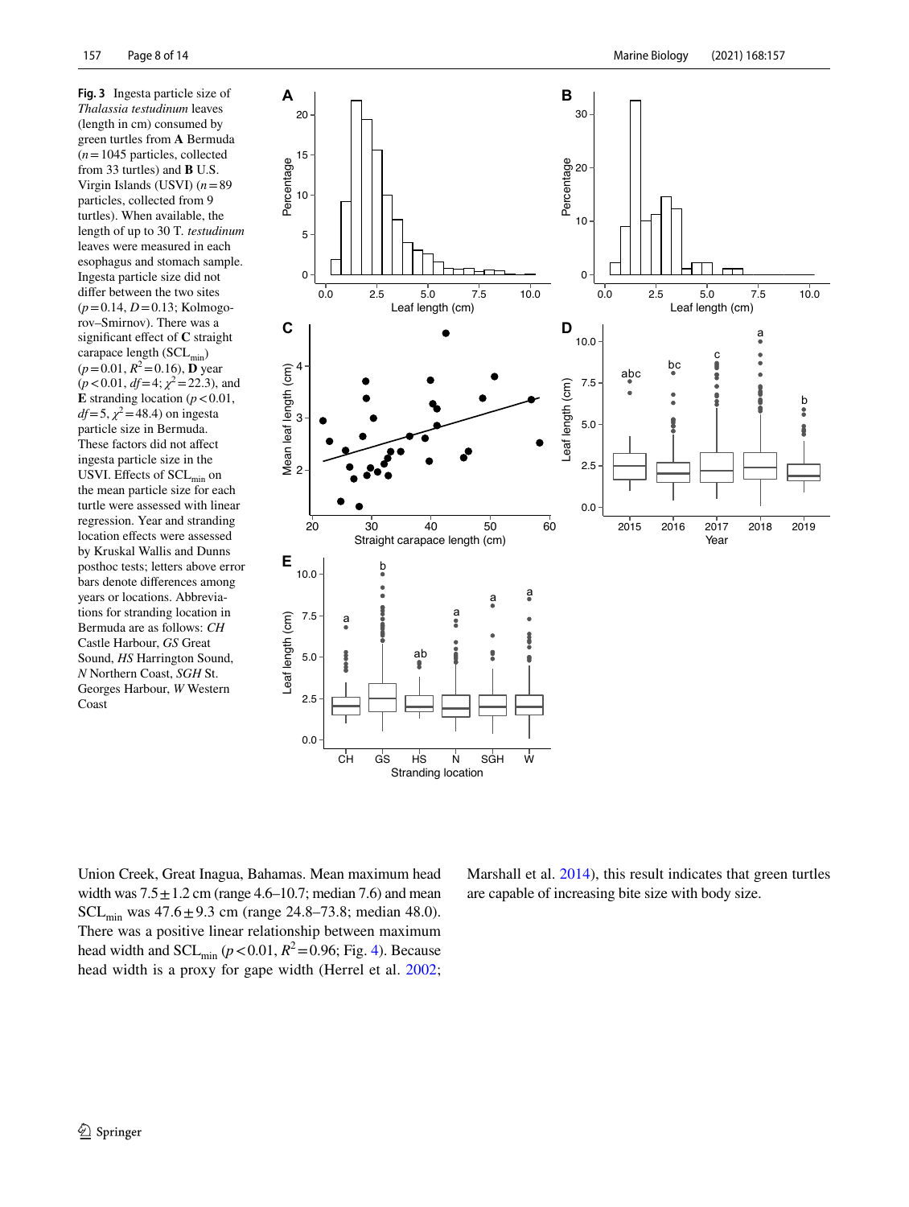**Fig. 3** Ingesta particle size of *Thalassia testudinum* leaves (length in cm) consumed by green turtles from **A** Bermuda ($n = 1045$ particles, collected from 33 turtles) and **B** U.S. Virgin Islands (USVI) ($n = 89$ particles, collected from 9 turtles). When available, the length of up to 30 T. *testudinum* leaves were measured in each esophagus and stomach sample. Ingesta particle size did not differ between the two sites ($p = 0.14$, $D = 0.13$; Kolmogorov–Smirnov). There was a significant effect of **C** straight carapace length ($SCL_{min}$) ($p = 0.01$, $R^2 = 0.16$), **D** year ($p < 0.01$, $df = 4$; $\chi^2 = 22.3$), and **E** stranding location ($p < 0.01$, $df = 5$, $\chi^2 = 48.4$) on ingesta particle size in Bermuda. These factors did not affect ingesta particle size in the USVI. Effects of $SCL_{min}$ on the mean particle size for each turtle were assessed with linear regression. Year and stranding location effects were assessed by Kruskal Wallis and Dunns posthoc tests; letters above error bars denote differences among years or locations. Abbreviations for stranding location in Bermuda are as follows: *CH* Castle Harbour, *GS* Great Sound, *HS* Harrington Sound, *N* Northern Coast, *SGH* St. Georges Harbour, *W* Western Coast

Union Creek, Great Inagua, Bahamas. Mean maximum head width was $7.5 \pm 1.2$ cm (range 4.6–10.7; median 7.6) and mean $SCL_{min}$ was $47.6 \pm 9.3$ cm (range 24.8–73.8; median 48.0). There was a positive linear relationship between maximum head width and $SCL_{min}$ ($p < 0.01$, $R^2 = 0.96$; Fig. 4). Because head width is a proxy for gape width (Herrel et al. 2002; Marshall et al. 2014), this result indicates that green turtles are capable of increasing bite size with body size.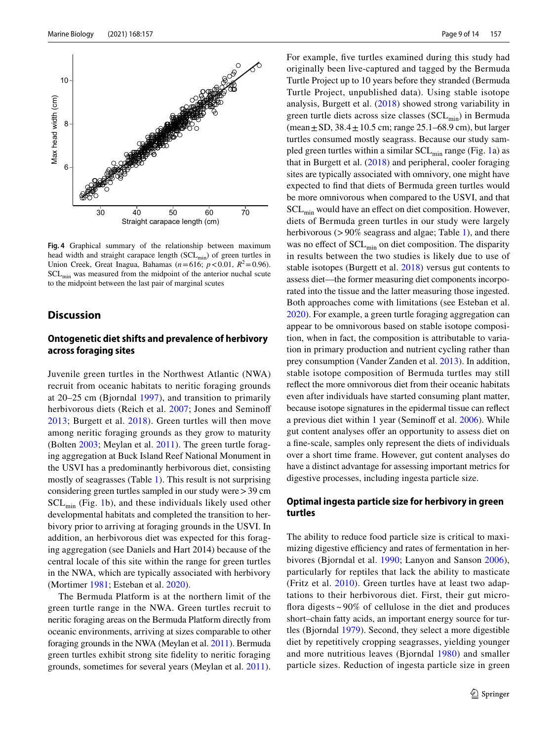Fig. 4 Graphical summary of the relationship between maximum head width and straight carapace length ($SCL_{min}$) of green turtles in Union Creek, Great Inagua, Bahamas ($n=616$; $p<0.01$, $R^2=0.96$). $SCL_{min}$ was measured from the midpoint of the anterior nuchal scute to the midpoint between the last pair of marginal scutes

## Discussion

### Ontogenetic diet shifts and prevalence of herbivory across foraging sites

Juvenile green turtles in the Northwest Atlantic (NWA) recruit from oceanic habitats to neritic foraging grounds at 20–25 cm (Bjorndal 1997), and transition to primarily herbivorous diets (Reich et al. 2007; Jones and Seminoff 2013; Burgett et al. 2018). Green turtles will then move among neritic foraging grounds as they grow to maturity (Bolten 2003; Meylan et al. 2011). The green turtle foraging aggregation at Buck Island Reef National Monument in the USVI has a predominantly herbivorous diet, consisting mostly of seagrasses (Table 1). This result is not surprising considering green turtles sampled in our study were > 39 cm $SCL_{min}$ (Fig. 1b), and these individuals likely used other developmental habitats and completed the transition to herbivory prior to arriving at foraging grounds in the USVI. In addition, an herbivorous diet was expected for this foraging aggregation (see Daniels and Hart 2014) because of the central locale of this site within the range for green turtles in the NWA, which are typically associated with herbivory (Mortimer 1981; Esteban et al. 2020).

The Bermuda Platform is at the northern limit of the green turtle range in the NWA. Green turtles recruit to neritic foraging areas on the Bermuda Platform directly from oceanic environments, arriving at sizes comparable to other foraging grounds in the NWA (Meylan et al. 2011). Bermuda green turtles exhibit strong site fidelity to neritic foraging grounds, sometimes for several years (Meylan et al. 2011). For example, five turtles examined during this study had originally been live-captured and tagged by the Bermuda Turtle Project up to 10 years before they stranded (Bermuda Turtle Project, unpublished data). Using stable isotope analysis, Burgett et al. (2018) showed strong variability in green turtle diets across size classes ($SCL_{min}$) in Bermuda (mean ± SD, 38.4 ± 10.5 cm; range 25.1–68.9 cm), but larger turtles consumed mostly seagrass. Because our study sampled green turtles within a similar $SCL_{min}$ range (Fig. 1a) as that in Burgett et al. (2018) and peripheral, cooler foraging sites are typically associated with omnivory, one might have expected to find that diets of Bermuda green turtles would be more omnivorous when compared to the USVI, and that $SCL_{min}$ would have an effect on diet composition. However, diets of Bermuda green turtles in our study were largely herbivorous (> 90% seagrass and algae; Table 1), and there was no effect of $SCL_{min}$ on diet composition. The disparity in results between the two studies is likely due to use of stable isotopes (Burgett et al. 2018) versus gut contents to assess diet—the former measuring diet components incorporated into the tissue and the latter measuring those ingested. Both approaches come with limitations (see Esteban et al. 2020). For example, a green turtle foraging aggregation can appear to be omnivorous based on stable isotope composition, when in fact, the composition is attributable to variation in primary production and nutrient cycling rather than prey consumption (Vander Zanden et al. 2013). In addition, stable isotope composition of Bermuda turtles may still reflect the more omnivorous diet from their oceanic habitats even after individuals have started consuming plant matter, because isotope signatures in the epidermal tissue can reflect a previous diet within 1 year (Seminoff et al. 2006). While gut content analyses offer an opportunity to assess diet on a fine-scale, samples only represent the diets of individuals over a short time frame. However, gut content analyses do have a distinct advantage for assessing important metrics for digestive processes, including ingesta particle size.

### Optimal ingesta particle size for herbivory in green turtles

The ability to reduce food particle size is critical to maximizing digestive efficiency and rates of fermentation in herbivores (Bjorndal et al. 1990; Lanyon and Sanson 2006), particularly for reptiles that lack the ability to masticate (Fritz et al. 2010). Green turtles have at least two adaptations to their herbivorous diet. First, their gut microflora digests ~ 90% of cellulose in the diet and produces short–chain fatty acids, an important energy source for turtles (Bjorndal 1979). Second, they select a more digestible diet by repetitively cropping seagrasses, yielding younger and more nutritious leaves (Bjorndal 1980) and smaller particle sizes. Reduction of ingesta particle size in green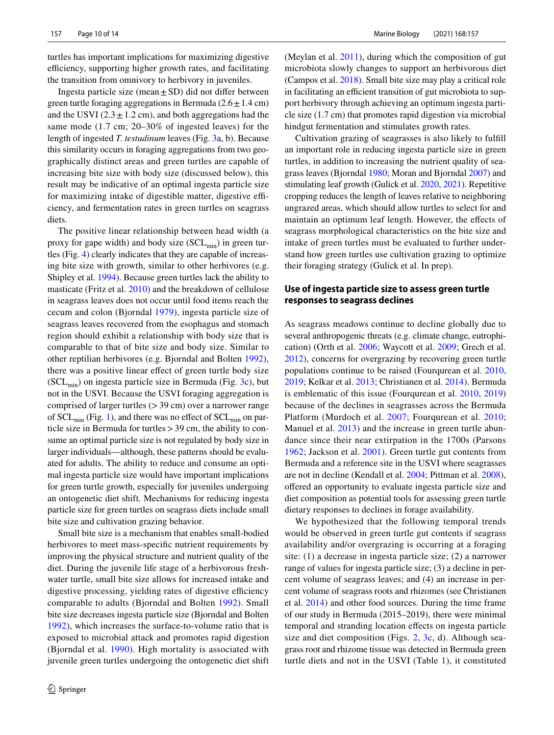turtles has important implications for maximizing digestive efficiency, supporting higher growth rates, and facilitating the transition from omnivory to herbivory in juveniles.

Ingesta particle size (mean ± SD) did not differ between green turtle foraging aggregations in Bermuda (2.6 ± 1.4 cm) and the USVI (2.3 ± 1.2 cm), and both aggregations had the same mode (1.7 cm; 20–30% of ingested leaves) for the length of ingested *T. testudinum* leaves (Fig. 3a, b). Because this similarity occurs in foraging aggregations from two geographically distinct areas and green turtles are capable of increasing bite size with body size (discussed below), this result may be indicative of an optimal ingesta particle size for maximizing intake of digestible matter, digestive efficiency, and fermentation rates in green turtles on seagrass diets.

The positive linear relationship between head width (a proxy for gape width) and body size ($SCL_{min}$) in green turtles (Fig. 4) clearly indicates that they are capable of increasing bite size with growth, similar to other herbivores (e.g. Shipley et al. 1994). Because green turtles lack the ability to masticate (Fritz et al. 2010) and the breakdown of cellulose in seagrass leaves does not occur until food items reach the cecum and colon (Bjorndal 1979), ingesta particle size of seagrass leaves recovered from the esophagus and stomach region should exhibit a relationship with body size that is comparable to that of bite size and body size. Similar to other reptilian herbivores (e.g. Bjorndal and Bolten 1992), there was a positive linear effect of green turtle body size ($SCL_{min}$) on ingesta particle size in Bermuda (Fig. 3c), but not in the USVI. Because the USVI foraging aggregation is comprised of larger turtles (> 39 cm) over a narrower range of $SCL_{min}$ (Fig. 1), and there was no effect of $SCL_{min}$ on particle size in Bermuda for turtles > 39 cm, the ability to consume an optimal particle size is not regulated by body size in larger individuals—although, these patterns should be evaluated for adults. The ability to reduce and consume an optimal ingesta particle size would have important implications for green turtle growth, especially for juveniles undergoing an ontogenetic diet shift. Mechanisms for reducing ingesta particle size for green turtles on seagrass diets include small bite size and cultivation grazing behavior.

Small bite size is a mechanism that enables small-bodied herbivores to meet mass-specific nutrient requirements by improving the physical structure and nutrient quality of the diet. During the juvenile life stage of a herbivorous freshwater turtle, small bite size allows for increased intake and digestive processing, yielding rates of digestive efficiency comparable to adults (Bjorndal and Bolten 1992). Small bite size decreases ingesta particle size (Bjorndal and Bolten 1992), which increases the surface-to-volume ratio that is exposed to microbial attack and promotes rapid digestion (Bjorndal et al. 1990). High mortality is associated with juvenile green turtles undergoing the ontogenetic diet shift (Meylan et al. 2011), during which the composition of gut microbiota slowly changes to support an herbivorous diet (Campos et al. 2018). Small bite size may play a critical role in facilitating an efficient transition of gut microbiota to support herbivory through achieving an optimum ingesta particle size (1.7 cm) that promotes rapid digestion via microbial hindgut fermentation and stimulates growth rates.

Cultivation grazing of seagrasses is also likely to fulfill an important role in reducing ingesta particle size in green turtles, in addition to increasing the nutrient quality of seagrass leaves (Bjorndal 1980; Moran and Bjorndal 2007) and stimulating leaf growth (Gulick et al. 2020, 2021). Repetitive cropping reduces the length of leaves relative to neighboring ungrazed areas, which should allow turtles to select for and maintain an optimum leaf length. However, the effects of seagrass morphological characteristics on the bite size and intake of green turtles must be evaluated to further understand how green turtles use cultivation grazing to optimize their foraging strategy (Gulick et al. In prep).

## Use of ingesta particle size to assess green turtle responses to seagrass declines

As seagrass meadows continue to decline globally due to several anthropogenic threats (e.g. climate change, eutrophication) (Orth et al. 2006; Waycott et al. 2009; Grech et al. 2012), concerns for overgrazing by recovering green turtle populations continue to be raised (Fourqurean et al. 2010, 2019; Kelkar et al. 2013; Christianen et al. 2014). Bermuda is emblematic of this issue (Fourqurean et al. 2010, 2019) because of the declines in seagrasses across the Bermuda Platform (Murdoch et al. 2007; Fourqurean et al. 2010; Manuel et al. 2013) and the increase in green turtle abundance since their near extirpation in the 1700s (Parsons 1962; Jackson et al. 2001). Green turtle gut contents from Bermuda and a reference site in the USVI where seagrasses are not in decline (Kendall et al. 2004; Pittman et al. 2008), offered an opportunity to evaluate ingesta particle size and diet composition as potential tools for assessing green turtle dietary responses to declines in forage availability.

We hypothesized that the following temporal trends would be observed in green turtle gut contents if seagrass availability and/or overgrazing is occurring at a foraging site: (1) a decrease in ingesta particle size; (2) a narrower range of values for ingesta particle size; (3) a decline in percent volume of seagrass leaves; and (4) an increase in percent volume of seagrass roots and rhizomes (see Christianen et al. 2014) and other food sources. During the time frame of our study in Bermuda (2015–2019), there were minimal temporal and stranding location effects on ingesta particle size and diet composition (Figs. 2, 3c, d). Although seagrass root and rhizome tissue was detected in Bermuda green turtle diets and not in the USVI (Table 1), it constituted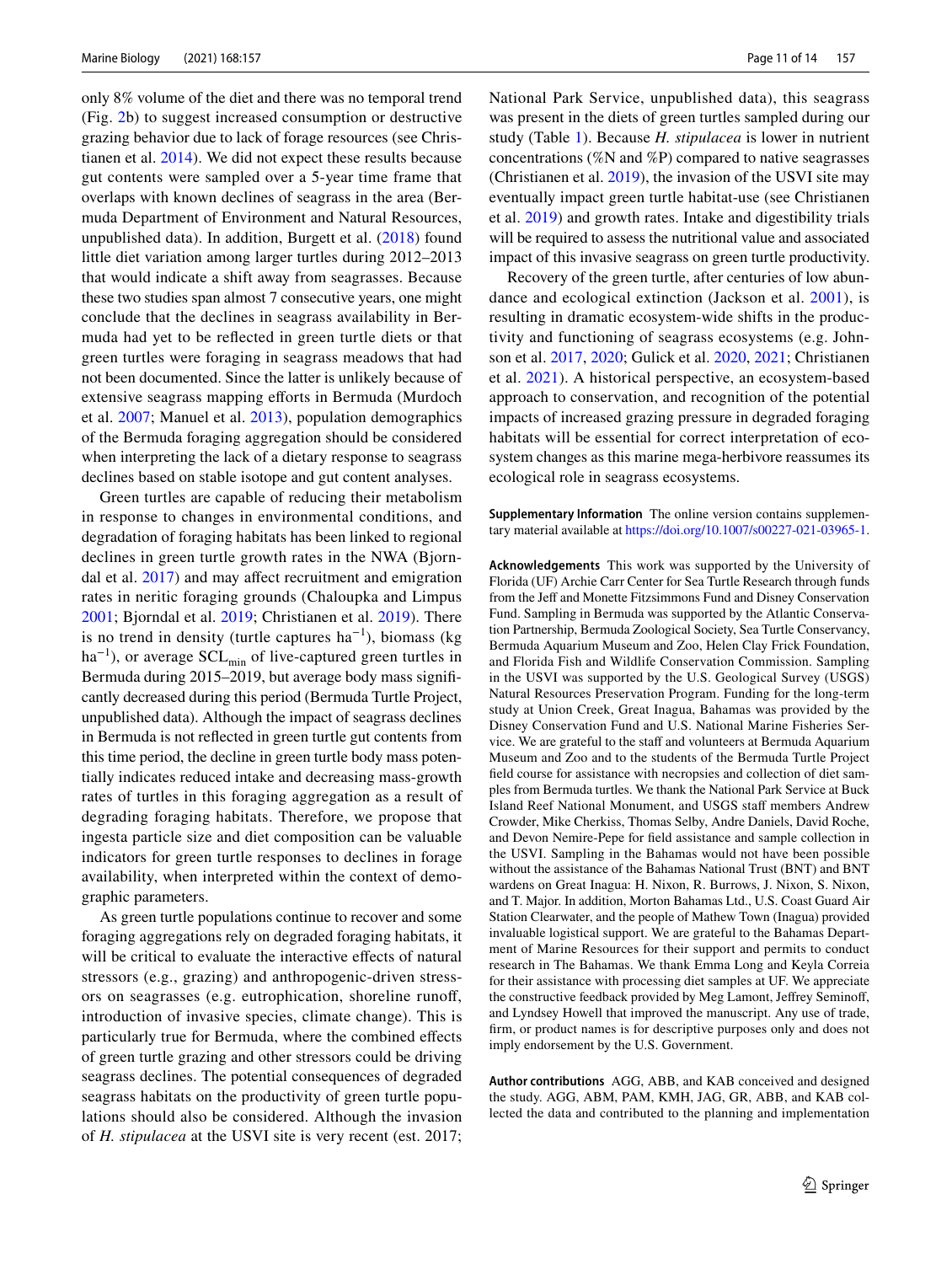only 8% volume of the diet and there was no temporal trend (Fig. 2b) to suggest increased consumption or destructive grazing behavior due to lack of forage resources (see Christianen et al. 2014). We did not expect these results because gut contents were sampled over a 5-year time frame that overlaps with known declines of seagrass in the area (Bermuda Department of Environment and Natural Resources, unpublished data). In addition, Burgett et al. (2018) found little diet variation among larger turtles during 2012–2013 that would indicate a shift away from seagrasses. Because these two studies span almost 7 consecutive years, one might conclude that the declines in seagrass availability in Bermuda had yet to be reflected in green turtle diets or that green turtles were foraging in seagrass meadows that had not been documented. Since the latter is unlikely because of extensive seagrass mapping efforts in Bermuda (Murdoch et al. 2007; Manuel et al. 2013), population demographics of the Bermuda foraging aggregation should be considered when interpreting the lack of a dietary response to seagrass declines based on stable isotope and gut content analyses.

Green turtles are capable of reducing their metabolism in response to changes in environmental conditions, and degradation of foraging habitats has been linked to regional declines in green turtle growth rates in the NWA (Bjorndal et al. 2017) and may affect recruitment and emigration rates in neritic foraging grounds (Chaloupka and Limpus 2001; Bjorndal et al. 2019; Christianen et al. 2019). There is no trend in density (turtle captures $ha^{-1}$), biomass (kg $ha^{-1}$), or average $SCL_{min}$ of live-captured green turtles in Bermuda during 2015–2019, but average body mass significantly decreased during this period (Bermuda Turtle Project, unpublished data). Although the impact of seagrass declines in Bermuda is not reflected in green turtle gut contents from this time period, the decline in green turtle body mass potentially indicates reduced intake and decreasing mass-growth rates of turtles in this foraging aggregation as a result of degrading foraging habitats. Therefore, we propose that ingesta particle size and diet composition can be valuable indicators for green turtle responses to declines in forage availability, when interpreted within the context of demographic parameters.

As green turtle populations continue to recover and some foraging aggregations rely on degraded foraging habitats, it will be critical to evaluate the interactive effects of natural stressors (e.g., grazing) and anthropogenic-driven stressors on seagrasses (e.g. eutrophication, shoreline runoff, introduction of invasive species, climate change). This is particularly true for Bermuda, where the combined effects of green turtle grazing and other stressors could be driving seagrass declines. The potential consequences of degraded seagrass habitats on the productivity of green turtle populations should also be considered. Although the invasion of *H. stipulacea* at the USVI site is very recent (est. 2017; National Park Service, unpublished data), this seagrass was present in the diets of green turtles sampled during our study (Table 1). Because *H. stipulacea* is lower in nutrient concentrations (%N and %P) compared to native seagrasses (Christianen et al. 2019), the invasion of the USVI site may eventually impact green turtle habitat-use (see Christianen et al. 2019) and growth rates. Intake and digestibility trials will be required to assess the nutritional value and associated impact of this invasive seagrass on green turtle productivity.

Recovery of the green turtle, after centuries of low abundance and ecological extinction (Jackson et al. 2001), is resulting in dramatic ecosystem-wide shifts in the productivity and functioning of seagrass ecosystems (e.g. Johnson et al. 2017, 2020; Gulick et al. 2020, 2021; Christianen et al. 2021). A historical perspective, an ecosystem-based approach to conservation, and recognition of the potential impacts of increased grazing pressure in degraded foraging habitats will be essential for correct interpretation of ecosystem changes as this marine mega-herbivore reassumes its ecological role in seagrass ecosystems.

**Supplementary Information** The online version contains supplementary material available at https://doi.org/10.1007/s00227-021-03965-1.

**Acknowledgements** This work was supported by the University of Florida (UF) Archie Carr Center for Sea Turtle Research through funds from the Jeff and Monette Fitzsimmons Fund and Disney Conservation Fund. Sampling in Bermuda was supported by the Atlantic Conservation Partnership, Bermuda Zoological Society, Sea Turtle Conservancy, Bermuda Aquarium Museum and Zoo, Helen Clay Frick Foundation, and Florida Fish and Wildlife Conservation Commission. Sampling in the USVI was supported by the U.S. Geological Survey (USGS) Natural Resources Preservation Program. Funding for the long-term study at Union Creek, Great Inagua, Bahamas was provided by the Disney Conservation Fund and U.S. National Marine Fisheries Service. We are grateful to the staff and volunteers at Bermuda Aquarium Museum and Zoo and to the students of the Bermuda Turtle Project field course for assistance with necropsies and collection of diet samples from Bermuda turtles. We thank the National Park Service at Buck Island Reef National Monument, and USGS staff members Andrew Crowder, Mike Cherkiss, Thomas Selby, Andre Daniels, David Roche, and Devon Nemire-Pepe for field assistance and sample collection in the USVI. Sampling in the Bahamas would not have been possible without the assistance of the Bahamas National Trust (BNT) and BNT wardens on Great Inagua: H. Nixon, R. Burrows, J. Nixon, S. Nixon, and T. Major. In addition, Morton Bahamas Ltd., U.S. Coast Guard Air Station Clearwater, and the people of Mathew Town (Inagua) provided invaluable logistical support. We are grateful to the Bahamas Department of Marine Resources for their support and permits to conduct research in The Bahamas. We thank Emma Long and Keyla Correia for their assistance with processing diet samples at UF. We appreciate the constructive feedback provided by Meg Lamont, Jeffrey Seminoff, and Lyndsey Howell that improved the manuscript. Any use of trade, firm, or product names is for descriptive purposes only and does not imply endorsement by the U.S. Government.

**Author contributions** AGG, ABB, and KAB conceived and designed the study. AGG, ABM, PAM, KMH, JAG, GR, ABB, and KAB collected the data and contributed to the planning and implementation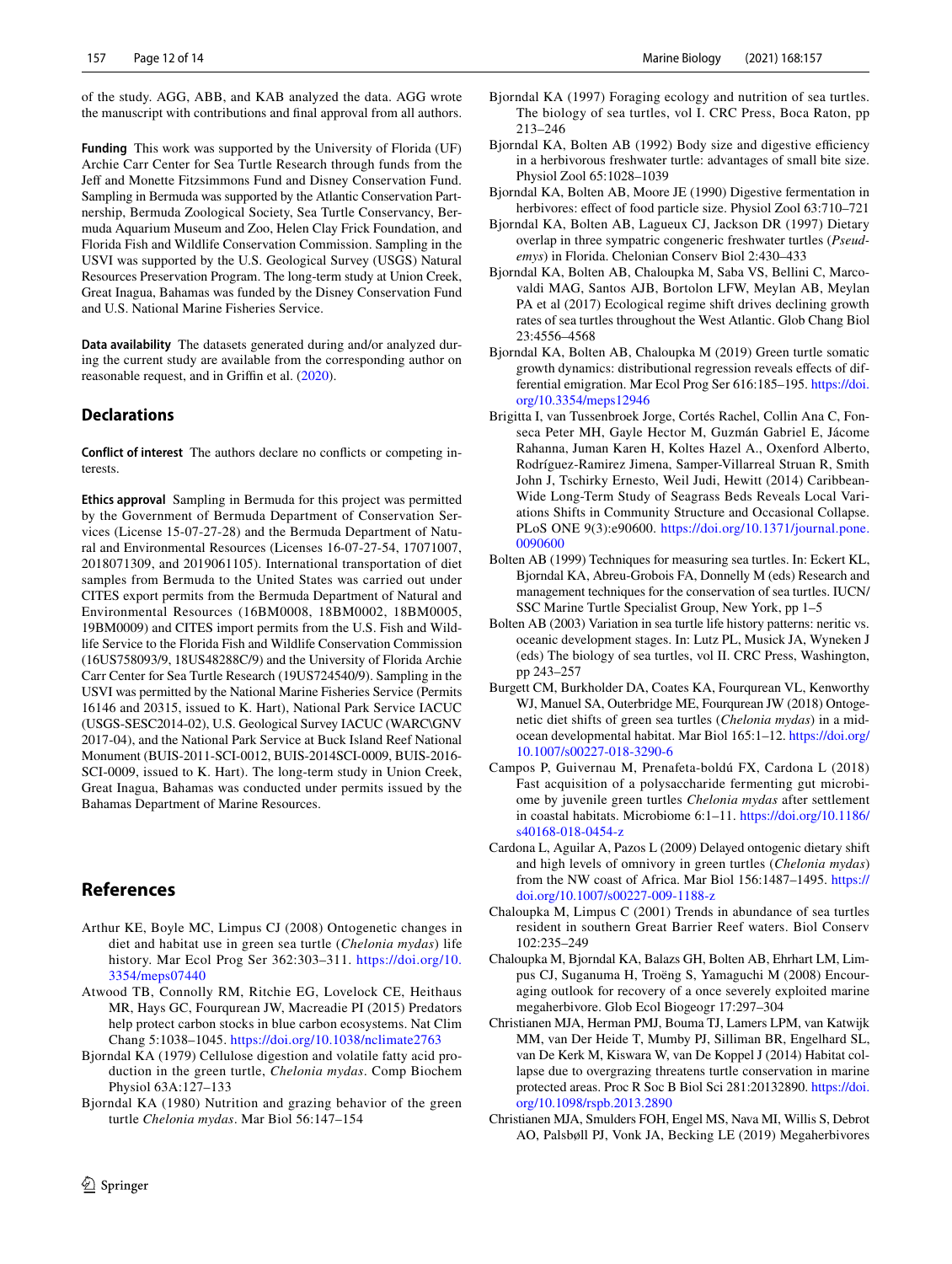of the study. AGG, ABB, and KAB analyzed the data. AGG wrote the manuscript with contributions and final approval from all authors.

**Funding** This work was supported by the University of Florida (UF) Archie Carr Center for Sea Turtle Research through funds from the Jeff and Monette Fitzsimmons Fund and Disney Conservation Fund. Sampling in Bermuda was supported by the Atlantic Conservation Partnership, Bermuda Zoological Society, Sea Turtle Conservancy, Bermuda Aquarium Museum and Zoo, Helen Clay Frick Foundation, and Florida Fish and Wildlife Conservation Commission. Sampling in the USVI was supported by the U.S. Geological Survey (USGS) Natural Resources Preservation Program. The long-term study at Union Creek, Great Inagua, Bahamas was funded by the Disney Conservation Fund and U.S. National Marine Fisheries Service.

**Data availability** The datasets generated during and/or analyzed during the current study are available from the corresponding author on reasonable request, and in Griffin et al. (2020).

## Declarations

**Conflict of interest** The authors declare no conflicts or competing interests.

**Ethics approval** Sampling in Bermuda for this project was permitted by the Government of Bermuda Department of Conservation Services (License 15-07-27-28) and the Bermuda Department of Natural and Environmental Resources (Licenses 16-07-27-54, 17071007, 2018071309, and 2019061105). International transportation of diet samples from Bermuda to the United States was carried out under CITES export permits from the Bermuda Department of Natural and Environmental Resources (16BM0008, 18BM0002, 18BM0005, 19BM0009) and CITES import permits from the U.S. Fish and Wildlife Service to the Florida Fish and Wildlife Conservation Commission (16US758093/9, 18US48288C/9) and the University of Florida Archie Carr Center for Sea Turtle Research (19US724540/9). Sampling in the USVI was permitted by the National Marine Fisheries Service (Permits 16146 and 20315, issued to K. Hart), National Park Service IACUC (USGS-SESC2014-02), U.S. Geological Survey IACUC (WARC\GNV 2017-04), and the National Park Service at Buck Island Reef National Monument (BUIS-2011-SCI-0012, BUIS-2014SCI-0009, BUIS-2016-SCI-0009, issued to K. Hart). The long-term study in Union Creek, Great Inagua, Bahamas was conducted under permits issued by the Bahamas Department of Marine Resources.

## References

Arthur KE, Boyle MC, Limpus CJ (2008) Ontogenetic changes in diet and habitat use in green sea turtle (*Chelonia mydas*) life history. Mar Ecol Prog Ser 362:303–311. https://doi.org/10.3354/meps07440

Atwood TB, Connolly RM, Ritchie EG, Lovelock CE, Heithaus MR, Hays GC, Fourqurean JW, Macreadie PI (2015) Predators help protect carbon stocks in blue carbon ecosystems. Nat Clim Chang 5:1038–1045. https://doi.org/10.1038/nclimate2763

Bjorndal KA (1979) Cellulose digestion and volatile fatty acid production in the green turtle, *Chelonia mydas*. Comp Biochem Physiol 63A:127–133

Bjorndal KA (1980) Nutrition and grazing behavior of the green turtle *Chelonia mydas*. Mar Biol 56:147–154

Bjorndal KA (1997) Foraging ecology and nutrition of sea turtles. The biology of sea turtles, vol I. CRC Press, Boca Raton, pp 213–246

Bjorndal KA, Bolten AB (1992) Body size and digestive efficiency in a herbivorous freshwater turtle: advantages of small bite size. Physiol Zool 65:1028–1039

Bjorndal KA, Bolten AB, Moore JE (1990) Digestive fermentation in herbivores: effect of food particle size. Physiol Zool 63:710–721

Bjorndal KA, Bolten AB, Lagueux CJ, Jackson DR (1997) Dietary overlap in three sympatric congeneric freshwater turtles (*Pseudemys*) in Florida. Chelonian Conserv Biol 2:430–433

Bjorndal KA, Bolten AB, Chaloupka M, Saba VS, Bellini C, Marcovaldi MAG, Santos AJB, Bortolon LFW, Meylan AB, Meylan PA et al (2017) Ecological regime shift drives declining growth rates of sea turtles throughout the West Atlantic. Glob Chang Biol 23:4556–4568

Bjorndal KA, Bolten AB, Chaloupka M (2019) Green turtle somatic growth dynamics: distributional regression reveals effects of differential emigration. Mar Ecol Prog Ser 616:185–195. https://doi.org/10.3354/meps12946

Brigitta I, van Tussenbroek Jorge, Cortés Rachel, Collin Ana C, Fonseca Peter MH, Gayle Hector M, Guzmán Gabriel E, Jácome Rahanna, Juman Karen H, Koltes Hazel A., Oxenford Alberto, Rodríguez-Ramirez Jimena, Samper-Villarreal Struan R, Smith John J, Tschirky Ernesto, Weil Judi, Hewitt (2014) Caribbean-Wide Long-Term Study of Seagrass Beds Reveals Local Variations Shifts in Community Structure and Occasional Collapse. PLoS ONE 9(3):e90600. https://doi.org/10.1371/journal.pone.0090600

Bolten AB (1999) Techniques for measuring sea turtles. In: Eckert KL, Bjorndal KA, Abreu-Grobois FA, Donnelly M (eds) Research and management techniques for the conservation of sea turtles. IUCN/SSC Marine Turtle Specialist Group, New York, pp 1–5

Bolten AB (2003) Variation in sea turtle life history patterns: neritic vs. oceanic development stages. In: Lutz PL, Musick JA, Wyneken J (eds) The biology of sea turtles, vol II. CRC Press, Washington, pp 243–257

Burgett CM, Burkholder DA, Coates KA, Fourqurean VL, Kenworthy WJ, Manuel SA, Outerbridge ME, Fourqurean JW (2018) Ontogenetic diet shifts of green sea turtles (*Chelonia mydas*) in a mid-ocean developmental habitat. Mar Biol 165:1–12. https://doi.org/10.1007/s00227-018-3290-6

Campos P, Guivernau M, Prenafeta-boldú FX, Cardona L (2018) Fast acquisition of a polysaccharide fermenting gut microbiome by juvenile green turtles *Chelonia mydas* after settlement in coastal habitats. Microbiome 6:1–11. https://doi.org/10.1186/s40168-018-0454-z

Cardona L, Aguilar A, Pazos L (2009) Delayed ontogenic dietary shift and high levels of omnivory in green turtles (*Chelonia mydas*) from the NW coast of Africa. Mar Biol 156:1487–1495. https://doi.org/10.1007/s00227-009-1188-z

Chaloupka M, Limpus C (2001) Trends in abundance of sea turtles resident in southern Great Barrier Reef waters. Biol Conserv 102:235–249

Chaloupka M, Bjorndal KA, Balazs GH, Bolten AB, Ehrhart LM, Limpus CJ, Suganuma H, Troëng S, Yamaguchi M (2008) Encouraging outlook for recovery of a once severely exploited marine megaherbivore. Glob Ecol Biogeogr 17:297–304

Christianen MJA, Herman PMJ, Bouma TJ, Lamers LPM, van Katwijk MM, van Der Heide T, Mumby PJ, Silliman BR, Engelhard SL, van De Kerk M, Kiswara W, van De Koppel J (2014) Habitat collapse due to overgrazing threatens turtle conservation in marine protected areas. Proc R Soc B Biol Sci 281:20132890. https://doi.org/10.1098/rspb.2013.2890

Christianen MJA, Smulders FOH, Engel MS, Nava MI, Willis S, Debrot AO, Palsbøll PJ, Vonk JA, Becking LE (2019) Megaherbivores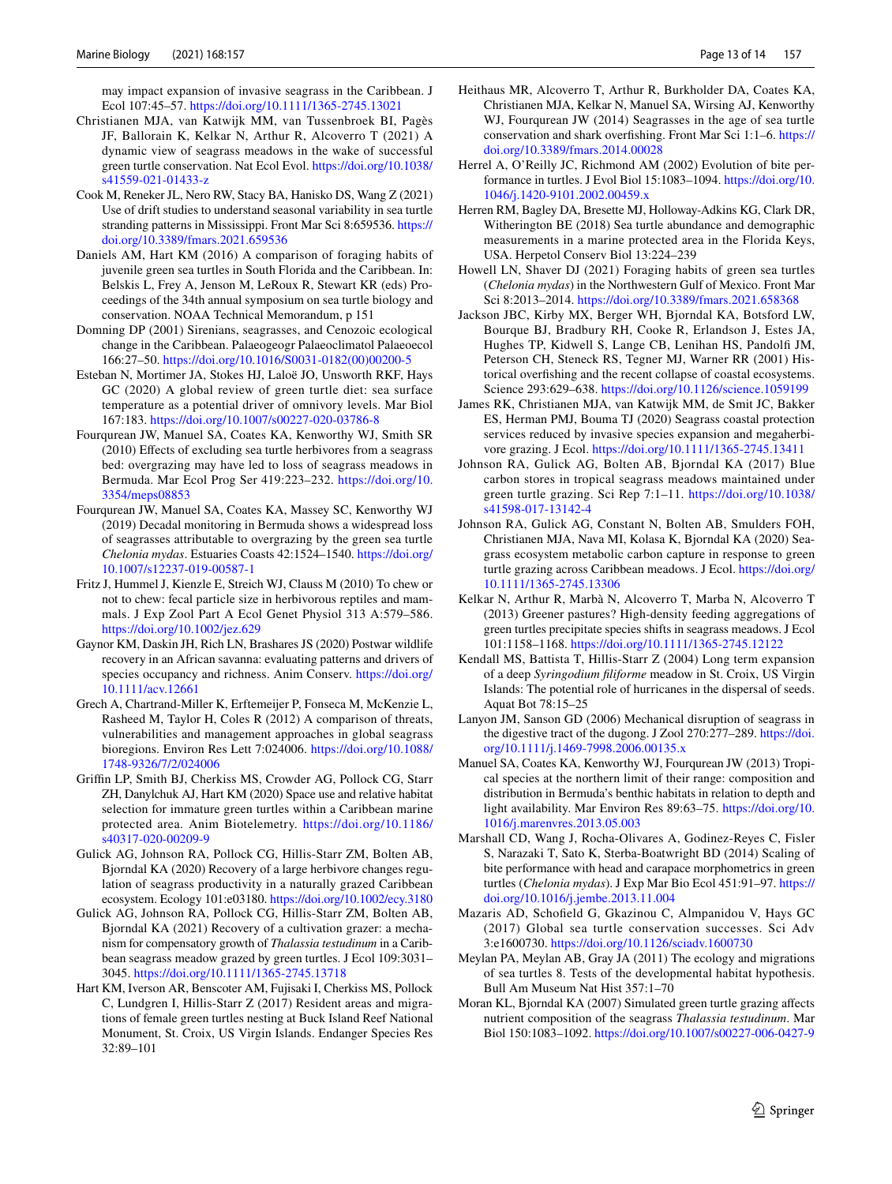may impact expansion of invasive seagrass in the Caribbean. J Ecol 107:45–57. https://doi.org/10.1111/1365-2745.13021

Christianen MJA, van Katwijk MM, van Tussenbroek BI, Pagès JF, Ballorain K, Kelkar N, Arthur R, Alcoverro T (2021) A dynamic view of seagrass meadows in the wake of successful green turtle conservation. Nat Ecol Evol. https://doi.org/10.1038/s41559-021-01433-z

Cook M, Reneker JL, Nero RW, Stacy BA, Hanisko DS, Wang Z (2021) Use of drift studies to understand seasonal variability in sea turtle stranding patterns in Mississippi. Front Mar Sci 8:659536. https://doi.org/10.3389/fmars.2021.659536

Daniels AM, Hart KM (2016) A comparison of foraging habits of juvenile green sea turtles in South Florida and the Caribbean. In: Belskis L, Frey A, Jenson M, LeRoux R, Stewart KR (eds) Proceedings of the 34th annual symposium on sea turtle biology and conservation. NOAA Technical Memorandum, p 151

Domning DP (2001) Sirenians, seagrasses, and Cenozoic ecological change in the Caribbean. Palaeogeogr Palaeoclimatol Palaeoecol 166:27–50. https://doi.org/10.1016/S0031-0182(00)00200-5

Esteban N, Mortimer JA, Stokes HJ, Laloë JO, Unsworth RKF, Hays GC (2020) A global review of green turtle diet: sea surface temperature as a potential driver of omnivory levels. Mar Biol 167:183. https://doi.org/10.1007/s00227-020-03786-8

Fourqurean JW, Manuel SA, Coates KA, Kenworthy WJ, Smith SR (2010) Effects of excluding sea turtle herbivores from a seagrass bed: overgrazing may have led to loss of seagrass meadows in Bermuda. Mar Ecol Prog Ser 419:223–232. https://doi.org/10.3354/meps08853

Fourqurean JW, Manuel SA, Coates KA, Massey SC, Kenworthy WJ (2019) Decadal monitoring in Bermuda shows a widespread loss of seagrasses attributable to overgrazing by the green sea turtle *Chelonia mydas*. Estuaries Coasts 42:1524–1540. https://doi.org/10.1007/s12237-019-00587-1

Fritz J, Hummel J, Kienzle E, Streich WJ, Clauss M (2010) To chew or not to chew: fecal particle size in herbivorous reptiles and mammals. J Exp Zool Part A Ecol Genet Physiol 313 A:579–586. https://doi.org/10.1002/jez.629

Gaynor KM, Daskin JH, Rich LN, Brashares JS (2020) Postwar wildlife recovery in an African savanna: evaluating patterns and drivers of species occupancy and richness. Anim Conserv. https://doi.org/10.1111/acv.12661

Grech A, Chartrand-Miller K, Erftemeijer P, Fonseca M, McKenzie L, Rasheed M, Taylor H, Coles R (2012) A comparison of threats, vulnerabilities and management approaches in global seagrass bioregions. Environ Res Lett 7:024006. https://doi.org/10.1088/1748-9326/7/2/024006

Griffin LP, Smith BJ, Cherkiss MS, Crowder AG, Pollock CG, Starr ZH, Danylchuk AJ, Hart KM (2020) Space use and relative habitat selection for immature green turtles within a Caribbean marine protected area. Anim Biotelemetry. https://doi.org/10.1186/s40317-020-00209-9

Gulick AG, Johnson RA, Pollock CG, Hillis-Starr ZM, Bolten AB, Bjorndal KA (2020) Recovery of a large herbivore changes regulation of seagrass productivity in a naturally grazed Caribbean ecosystem. Ecology 101:e03180. https://doi.org/10.1002/ecy.3180

Gulick AG, Johnson RA, Pollock CG, Hillis-Starr ZM, Bolten AB, Bjorndal KA (2021) Recovery of a cultivation grazer: a mechanism for compensatory growth of *Thalassia testudinum* in a Caribbean seagrass meadow grazed by green turtles. J Ecol 109:3031–3045. https://doi.org/10.1111/1365-2745.13718

Hart KM, Iverson AR, Benscoter AM, Fujisaki I, Cherkiss MS, Pollock C, Lundgren I, Hillis-Starr Z (2017) Resident areas and migrations of female green turtles nesting at Buck Island Reef National Monument, St. Croix, US Virgin Islands. Endanger Species Res 32:89–101

Heithaus MR, Alcoverro T, Arthur R, Burkholder DA, Coates KA, Christianen MJA, Kelkar N, Manuel SA, Wirsing AJ, Kenworthy WJ, Fourqurean JW (2014) Seagrasses in the age of sea turtle conservation and shark overfishing. Front Mar Sci 1:1–6. https://doi.org/10.3389/fmars.2014.00028

Herrel A, O'Reilly JC, Richmond AM (2002) Evolution of bite performance in turtles. J Evol Biol 15:1083–1094. https://doi.org/10.1046/j.1420-9101.2002.00459.x

Herren RM, Bagley DA, Bresette MJ, Holloway-Adkins KG, Clark DR, Witherington BE (2018) Sea turtle abundance and demographic measurements in a marine protected area in the Florida Keys, USA. Herpetol Conserv Biol 13:224–239

Howell LN, Shaver DJ (2021) Foraging habits of green sea turtles (*Chelonia mydas*) in the Northwestern Gulf of Mexico. Front Mar Sci 8:2013–2014. https://doi.org/10.3389/fmars.2021.658368

Jackson JBC, Kirby MX, Berger WH, Bjorndal KA, Botsford LW, Bourque BJ, Bradbury RH, Cooke R, Erlandson J, Estes JA, Hughes TP, Kidwell S, Lange CB, Lenihan HS, Pandolfi JM, Peterson CH, Steneck RS, Tegner MJ, Warner RR (2001) Historical overfishing and the recent collapse of coastal ecosystems. Science 293:629–638. https://doi.org/10.1126/science.1059199

James RK, Christianen MJA, van Katwijk MM, de Smit JC, Bakker ES, Herman PMJ, Bouma TJ (2020) Seagrass coastal protection services reduced by invasive species expansion and megaherbivore grazing. J Ecol. https://doi.org/10.1111/1365-2745.13411

Johnson RA, Gulick AG, Bolten AB, Bjorndal KA (2017) Blue carbon stores in tropical seagrass meadows maintained under green turtle grazing. Sci Rep 7:1–11. https://doi.org/10.1038/s41598-017-13142-4

Johnson RA, Gulick AG, Constant N, Bolten AB, Smulders FOH, Christianen MJA, Nava MI, Kolasa K, Bjorndal KA (2020) Seagrass ecosystem metabolic carbon capture in response to green turtle grazing across Caribbean meadows. J Ecol. https://doi.org/10.1111/1365-2745.13306

Kelkar N, Arthur R, Marbà N, Alcoverro T (2013) Greener pastures? High-density feeding aggregations of green turtles precipitate species shifts in seagrass meadows. J Ecol 101:1158–1168. https://doi.org/10.1111/1365-2745.12122

Kendall MS, Battista T, Hillis-Starr Z (2004) Long term expansion of a deep *Syringodium filiforme* meadow in St. Croix, US Virgin Islands: The potential role of hurricanes in the dispersal of seeds. Aquat Bot 78:15–25

Lanyon JM, Sanson GD (2006) Mechanical disruption of seagrass in the digestive tract of the dugong. J Zool 270:277–289. https://doi.org/10.1111/j.1469-7998.2006.00135.x

Manuel SA, Coates KA, Kenworthy WJ, Fourqurean JW (2013) Tropical species at the northern limit of their range: composition and distribution in Bermuda's benthic habitats in relation to depth and light availability. Mar Environ Res 89:63–75. https://doi.org/10.1016/j.marenvres.2013.05.003

Marshall CD, Wang J, Rocha-Olivares A, Godinez-Reyes C, Fisler S, Narazaki T, Sato K, Sterba-Boatwright BD (2014) Scaling of bite performance with head and carapace morphometrics in green turtles (*Chelonia mydas*). J Exp Mar Bio Ecol 451:91–97. https://doi.org/10.1016/j.jembe.2013.11.004

Mazaris AD, Schofield G, Gkazinou C, Almpanidou V, Hays GC (2017) Global sea turtle conservation successes. Sci Adv 3:e1600730. https://doi.org/10.1126/sciadv.1600730

Meylan PA, Meylan AB, Gray JA (2011) The ecology and migrations of sea turtles 8. Tests of the developmental habitat hypothesis. Bull Am Museum Nat Hist 357:1–70

Moran KL, Bjorndal KA (2007) Simulated green turtle grazing affects nutrient composition of the seagrass *Thalassia testudinum*. Mar Biol 150:1083–1092. https://doi.org/10.1007/s00227-006-0427-9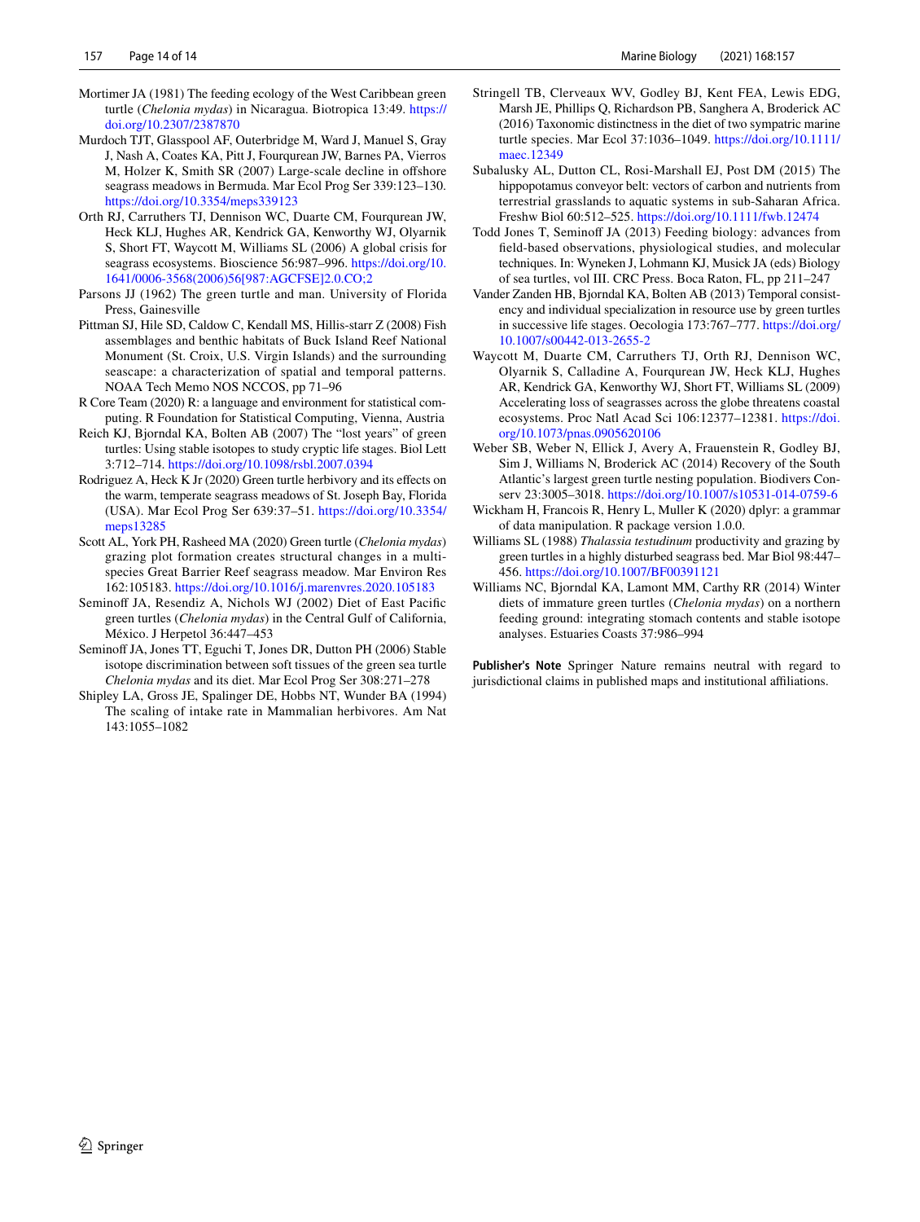Mortimer JA (1981) The feeding ecology of the West Caribbean green turtle (*Chelonia mydas*) in Nicaragua. Biotropica 13:49. https://doi.org/10.2307/2387870

Murdoch TJT, Glasspool AF, Outerbridge M, Ward J, Manuel S, Gray J, Nash A, Coates KA, Pitt J, Fourqurean JW, Barnes PA, Vierros M, Holzer K, Smith SR (2007) Large-scale decline in offshore seagrass meadows in Bermuda. Mar Ecol Prog Ser 339:123–130. https://doi.org/10.3354/meps339123

Orth RJ, Carruthers TJ, Dennison WC, Duarte CM, Fourqurean JW, Heck KLJ, Hughes AR, Kendrick GA, Kenworthy WJ, Olyarnik S, Short FT, Waycott M, Williams SL (2006) A global crisis for seagrass ecosystems. Bioscience 56:987–996. https://doi.org/10.1641/0006-3568(2006)56[987:AGCFSE]2.0.CO;2

Parsons JJ (1962) The green turtle and man. University of Florida Press, Gainesville

Pittman SJ, Hile SD, Caldow C, Kendall MS, Hillis-starr Z (2008) Fish assemblages and benthic habitats of Buck Island Reef National Monument (St. Croix, U.S. Virgin Islands) and the surrounding seascape: a characterization of spatial and temporal patterns. NOAA Tech Memo NOS NCCOS, pp 71–96

R Core Team (2020) R: a language and environment for statistical computing. R Foundation for Statistical Computing, Vienna, Austria

Reich KJ, Bjorndal KA, Bolten AB (2007) The "lost years" of green turtles: Using stable isotopes to study cryptic life stages. Biol Lett 3:712–714. https://doi.org/10.1098/rsbl.2007.0394

Rodriguez A, Heck K Jr (2020) Green turtle herbivory and its effects on the warm, temperate seagrass meadows of St. Joseph Bay, Florida (USA). Mar Ecol Prog Ser 639:37–51. https://doi.org/10.3354/meps13285

Scott AL, York PH, Rasheed MA (2020) Green turtle (*Chelonia mydas*) grazing plot formation creates structural changes in a multi-species Great Barrier Reef seagrass meadow. Mar Environ Res 162:105183. https://doi.org/10.1016/j.marenvres.2020.105183

Seminoff JA, Resendiz A, Nichols WJ (2002) Diet of East Pacific green turtles (*Chelonia mydas*) in the Central Gulf of California, México. J Herpetol 36:447–453

Seminoff JA, Jones TT, Eguchi T, Jones DR, Dutton PH (2006) Stable isotope discrimination between soft tissues of the green sea turtle *Chelonia mydas* and its diet. Mar Ecol Prog Ser 308:271–278

Shipley LA, Gross JE, Spalinger DE, Hobbs NT, Wunder BA (1994) The scaling of intake rate in Mammalian herbivores. Am Nat 143:1055–1082

Stringell TB, Clerveaux WV, Godley BJ, Kent FEA, Lewis EDG, Marsh JE, Phillips Q, Richardson PB, Sanghera A, Broderick AC (2016) Taxonomic distinctness in the diet of two sympatric marine turtle species. Mar Ecol 37:1036–1049. https://doi.org/10.1111/maec.12349

Subalusky AL, Dutton CL, Rosi-Marshall EJ, Post DM (2015) The hippopotamus conveyor belt: vectors of carbon and nutrients from terrestrial grasslands to aquatic systems in sub-Saharan Africa. Freshw Biol 60:512–525. https://doi.org/10.1111/fwb.12474

Todd Jones T, Seminoff JA (2013) Feeding biology: advances from field-based observations, physiological studies, and molecular techniques. In: Wyneken J, Lohmann KJ, Musick JA (eds) Biology of sea turtles, vol III. CRC Press. Boca Raton, FL, pp 211–247

Vander Zanden HB, Bjorndal KA, Bolten AB (2013) Temporal consistency and individual specialization in resource use by green turtles in successive life stages. Oecologia 173:767–777. https://doi.org/10.1007/s00442-013-2655-2

Waycott M, Duarte CM, Carruthers TJ, Orth RJ, Dennison WC, Olyarnik S, Calladine A, Fourqurean JW, Heck KLJ, Hughes AR, Kendrick GA, Kenworthy WJ, Short FT, Williams SL (2009) Accelerating loss of seagrasses across the globe threatens coastal ecosystems. Proc Natl Acad Sci 106:12377–12381. https://doi.org/10.1073/pnas.0905620106

Weber SB, Weber N, Ellick J, Avery A, Frauenstein R, Godley BJ, Sim J, Williams N, Broderick AC (2014) Recovery of the South Atlantic's largest green turtle nesting population. Biodivers Conserv 23:3005–3018. https://doi.org/10.1007/s10531-014-0759-6

Wickham H, Francois R, Henry L, Muller K (2020) dplyr: a grammar of data manipulation. R package version 1.0.0.

Williams SL (1988) *Thalassia testudinum* productivity and grazing by green turtles in a highly disturbed seagrass bed. Mar Biol 98:447–456. https://doi.org/10.1007/BF00391121

Williams NC, Bjorndal KA, Lamont MM, Carthy RR (2014) Winter diets of immature green turtles (*Chelonia mydas*) on a northern feeding ground: integrating stomach contents and stable isotope analyses. Estuaries Coasts 37:986–994

**Publisher's Note** Springer Nature remains neutral with regard to jurisdictional claims in published maps and institutional affiliations.